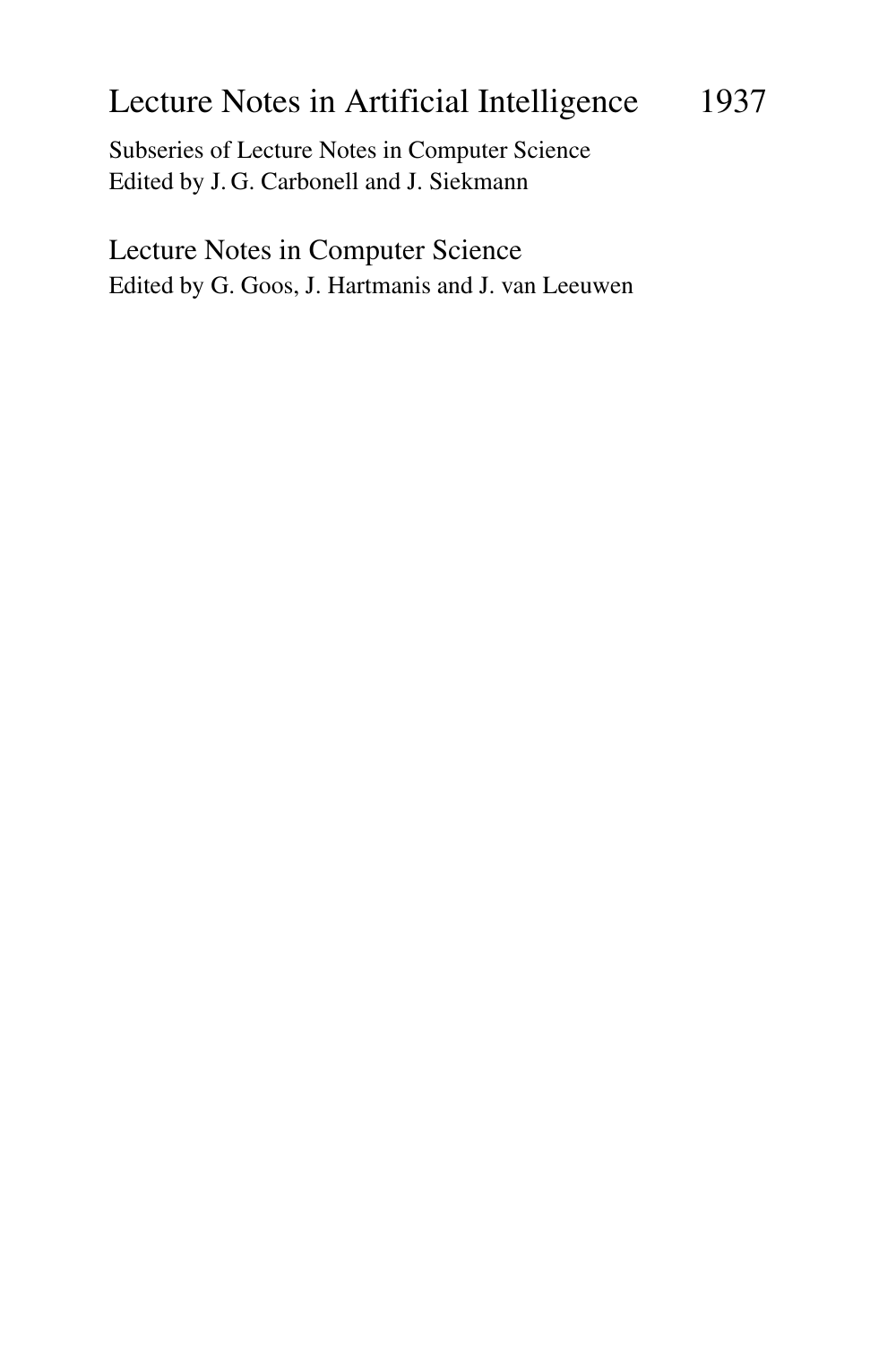# Lecture Notes in Artificial Intelligence 1937

Subseries of Lecture Notes in Computer Science
Edited by J. G. Carbonell and J. Siekmann

Lecture Notes in Computer Science
Edited by G. Goos, J. Hartmanis and J. van Leeuwen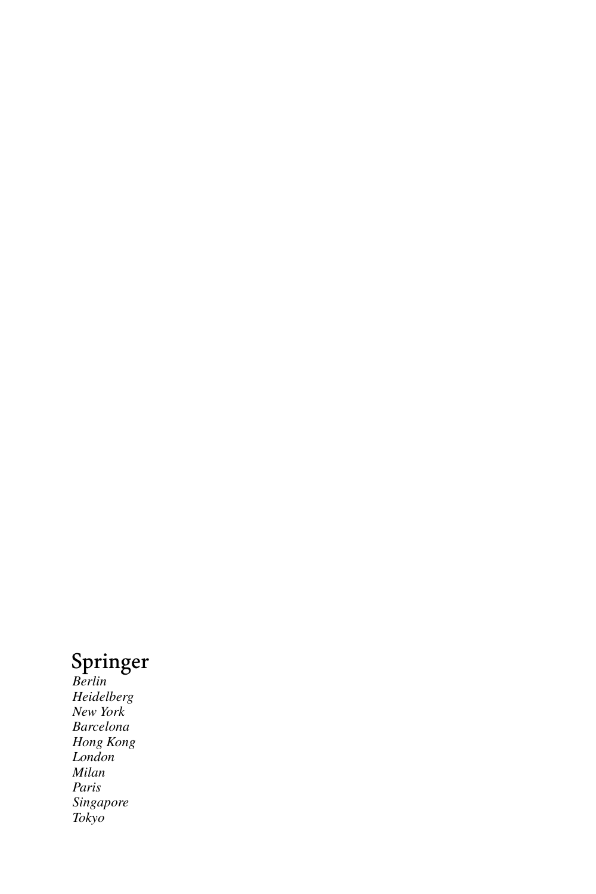Springer

*Berlin*
*Heidelberg*
*New York*
*Barcelona*
*Hong Kong*
*London*
*Milan*
*Paris*
*Singapore*
*Tokyo*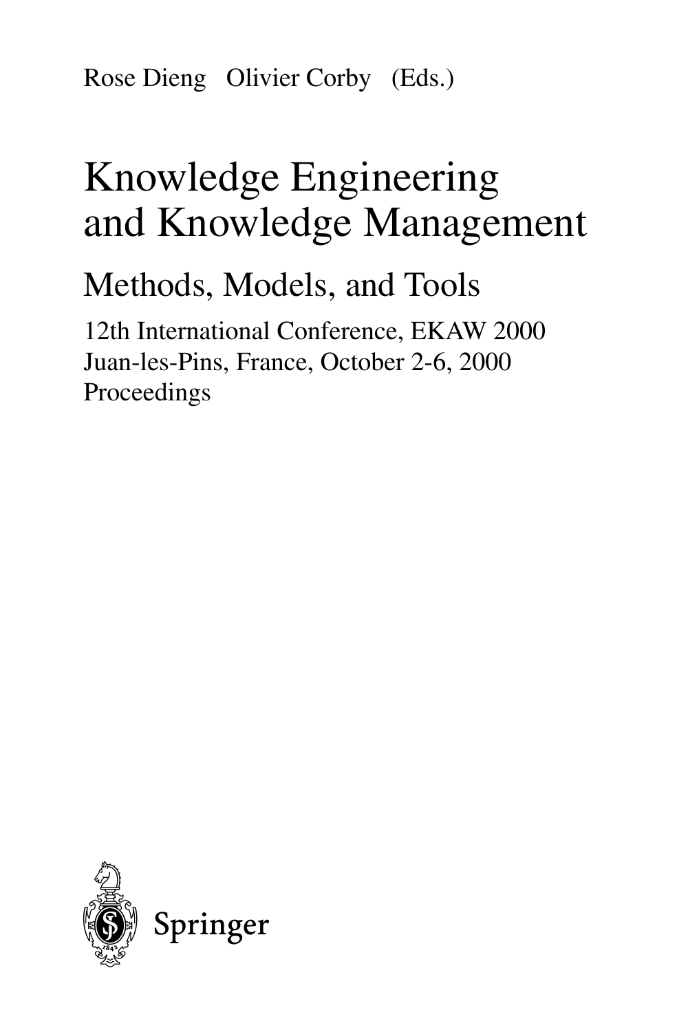Rose Dieng Olivier Corby (Eds.)

# Knowledge Engineering and Knowledge Management

## Methods, Models, and Tools

12th International Conference, EKAW 2000
Juan-les-Pins, France, October 2-6, 2000
Proceedings

Springer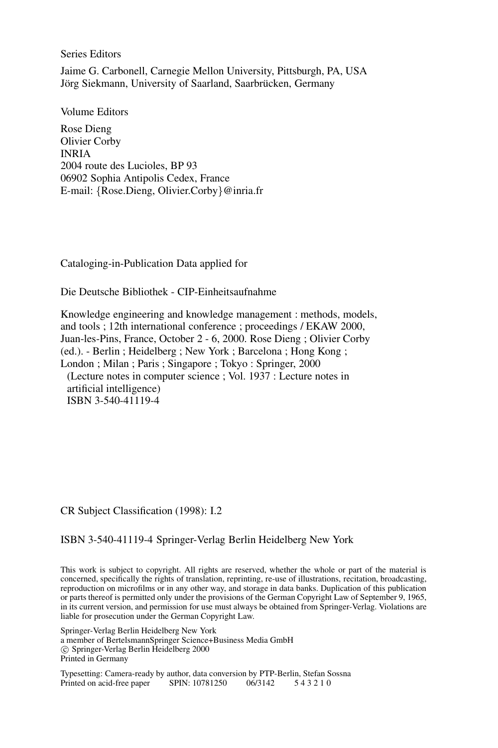Series Editors

Jaime G. Carbonell, Carnegie Mellon University, Pittsburgh, PA, USA
Jörg Siekmann, University of Saarland, Saarbrücken, Germany

Volume Editors

Rose Dieng
Olivier Corby
INRIA
2004 route des Lucioles, BP 93
06902 Sophia Antipolis Cedex, France
E-mail: {Rose.Dieng, Olivier.Corby}@inria.fr

Cataloging-in-Publication Data applied for

Die Deutsche Bibliothek - CIP-Einheitsaufnahme

Knowledge engineering and knowledge management : methods, models, and tools ; 12th international conference ; proceedings / EKAW 2000, Juan-les-Pins, France, October 2 - 6, 2000. Rose Dieng ; Olivier Corby (ed.). - Berlin ; Heidelberg ; New York ; Barcelona ; Hong Kong ; London ; Milan ; Paris ; Singapore ; Tokyo : Springer, 2000
(Lecture notes in computer science ; Vol. 1937 : Lecture notes in artificial intelligence)
ISBN 3-540-41119-4

CR Subject Classification (1998): I.2

ISBN 3-540-41119-4 Springer-Verlag Berlin Heidelberg New York

This work is subject to copyright. All rights are reserved, whether the whole or part of the material is concerned, specifically the rights of translation, reprinting, re-use of illustrations, recitation, broadcasting, reproduction on microfilms or in any other way, and storage in data banks. Duplication of this publication or parts thereof is permitted only under the provisions of the German Copyright Law of September 9, 1965, in its current version, and permission for use must always be obtained from Springer-Verlag. Violations are liable for prosecution under the German Copyright Law.

Springer-Verlag Berlin Heidelberg New York
a member of BertelsmannSpringer Science+Business Media GmbH
© Springer-Verlag Berlin Heidelberg 2000
Printed in Germany

Typesetting: Camera-ready by author, data conversion by PTP-Berlin, Stefan Sossna
Printed on acid-free paper SPIN: 10781250 06/3142 5 4 3 2 1 0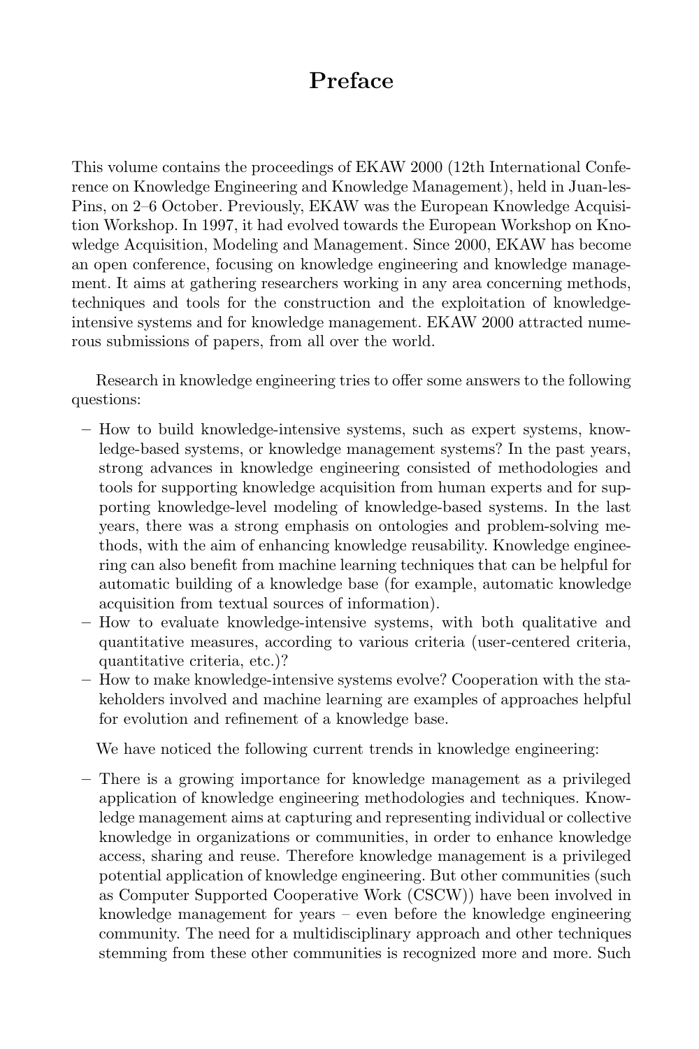# Preface

This volume contains the proceedings of EKAW 2000 (12th International Conference on Knowledge Engineering and Knowledge Management), held in Juan-les-Pins, on 2–6 October. Previously, EKAW was the European Knowledge Acquisition Workshop. In 1997, it had evolved towards the European Workshop on Knowledge Acquisition, Modeling and Management. Since 2000, EKAW has become an open conference, focusing on knowledge engineering and knowledge management. It aims at gathering researchers working in any area concerning methods, techniques and tools for the construction and the exploitation of knowledge-intensive systems and for knowledge management. EKAW 2000 attracted numerous submissions of papers, from all over the world.

Research in knowledge engineering tries to offer some answers to the following questions:

- How to build knowledge-intensive systems, such as expert systems, knowledge-based systems, or knowledge management systems? In the past years, strong advances in knowledge engineering consisted of methodologies and tools for supporting knowledge acquisition from human experts and for supporting knowledge-level modeling of knowledge-based systems. In the last years, there was a strong emphasis on ontologies and problem-solving methods, with the aim of enhancing knowledge reusability. Knowledge engineering can also benefit from machine learning techniques that can be helpful for automatic building of a knowledge base (for example, automatic knowledge acquisition from textual sources of information).
- How to evaluate knowledge-intensive systems, with both qualitative and quantitative measures, according to various criteria (user-centered criteria, quantitative criteria, etc.)?
- How to make knowledge-intensive systems evolve? Cooperation with the stakeholders involved and machine learning are examples of approaches helpful for evolution and refinement of a knowledge base.

We have noticed the following current trends in knowledge engineering:

- There is a growing importance for knowledge management as a privileged application of knowledge engineering methodologies and techniques. Knowledge management aims at capturing and representing individual or collective knowledge in organizations or communities, in order to enhance knowledge access, sharing and reuse. Therefore knowledge management is a privileged potential application of knowledge engineering. But other communities (such as Computer Supported Cooperative Work (CSCW)) have been involved in knowledge management for years – even before the knowledge engineering community. The need for a multidisciplinary approach and other techniques stemming from these other communities is recognized more and more. Such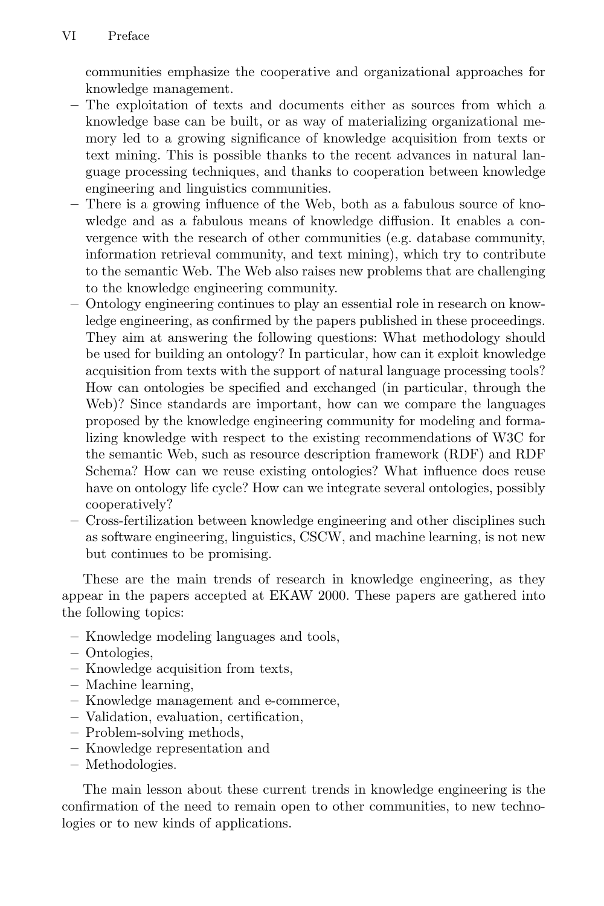communities emphasize the cooperative and organizational approaches for knowledge management.

- The exploitation of texts and documents either as sources from which a knowledge base can be built, or as way of materializing organizational memory led to a growing significance of knowledge acquisition from texts or text mining. This is possible thanks to the recent advances in natural language processing techniques, and thanks to cooperation between knowledge engineering and linguistics communities.
- There is a growing influence of the Web, both as a fabulous source of knowledge and as a fabulous means of knowledge diffusion. It enables a convergence with the research of other communities (e.g. database community, information retrieval community, and text mining), which try to contribute to the semantic Web. The Web also raises new problems that are challenging to the knowledge engineering community.
- Ontology engineering continues to play an essential role in research on knowledge engineering, as confirmed by the papers published in these proceedings. They aim at answering the following questions: What methodology should be used for building an ontology? In particular, how can it exploit knowledge acquisition from texts with the support of natural language processing tools? How can ontologies be specified and exchanged (in particular, through the Web)? Since standards are important, how can we compare the languages proposed by the knowledge engineering community for modeling and formalizing knowledge with respect to the existing recommendations of W3C for the semantic Web, such as resource description framework (RDF) and RDF Schema? How can we reuse existing ontologies? What influence does reuse have on ontology life cycle? How can we integrate several ontologies, possibly cooperatively?
- Cross-fertilization between knowledge engineering and other disciplines such as software engineering, linguistics, CSCW, and machine learning, is not new but continues to be promising.

These are the main trends of research in knowledge engineering, as they appear in the papers accepted at EKAW 2000. These papers are gathered into the following topics:

- Knowledge modeling languages and tools,
- Ontologies,
- Knowledge acquisition from texts,
- Machine learning,
- Knowledge management and e-commerce,
- Validation, evaluation, certification,
- Problem-solving methods,
- Knowledge representation and
- Methodologies.

The main lesson about these current trends in knowledge engineering is the confirmation of the need to remain open to other communities, to new technologies or to new kinds of applications.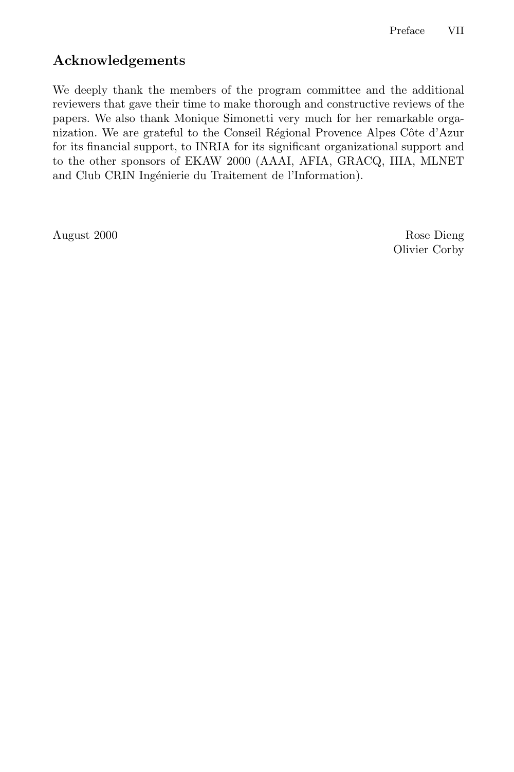## Acknowledgements

We deeply thank the members of the program committee and the additional reviewers that gave their time to make thorough and constructive reviews of the papers. We also thank Monique Simonetti very much for her remarkable organization. We are grateful to the Conseil Régional Provence Alpes Côte d'Azur for its financial support, to INRIA for its significant organizational support and to the other sponsors of EKAW 2000 (AAAI, AFIA, GRACQ, IIIA, MLNET and Club CRIN Ingénierie du Traitement de l'Information).

August 2000

Rose Dieng
Olivier Corby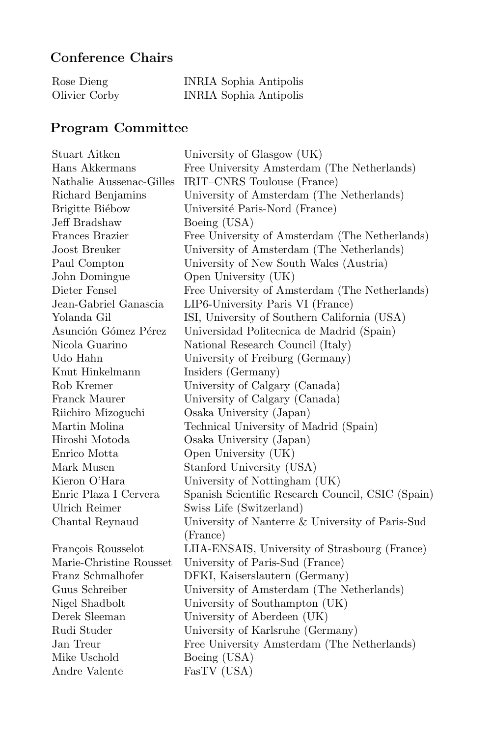## Conference Chairs

| | |
|---|---|
| Rose Dieng | INRIA Sophia Antipolis |
| Olivier Corby | INRIA Sophia Antipolis |

## Program Committee

| | |
|---|---|
| Stuart Aitken | University of Glasgow (UK) |
| Hans Akkermans | Free University Amsterdam (The Netherlands) |
| Nathalie Aussenac-Gilles | IRIT–CNRS Toulouse (France) |
| Richard Benjamins | University of Amsterdam (The Netherlands) |
| Brigitte Biébow | Université Paris-Nord (France) |
| Jeff Bradshaw | Boeing (USA) |
| Frances Brazier | Free University of Amsterdam (The Netherlands) |
| Joost Breuker | University of Amsterdam (The Netherlands) |
| Paul Compton | University of New South Wales (Austria) |
| John Domingue | Open University (UK) |
| Dieter Fensel | Free University of Amsterdam (The Netherlands) |
| Jean-Gabriel Ganascia | LIP6-University Paris VI (France) |
| Yolanda Gil | ISI, University of Southern California (USA) |
| Asunción Gómez Pérez | Universidad Politecnica de Madrid (Spain) |
| Nicola Guarino | National Research Council (Italy) |
| Udo Hahn | University of Freiburg (Germany) |
| Knut Hinkelmann | Insiders (Germany) |
| Rob Kremer | University of Calgary (Canada) |
| Franck Maurer | University of Calgary (Canada) |
| Riichiro Mizoguchi | Osaka University (Japan) |
| Martin Molina | Technical University of Madrid (Spain) |
| Hiroshi Motoda | Osaka University (Japan) |
| Enrico Motta | Open University (UK) |
| Mark Musen | Stanford University (USA) |
| Kieron O'Hara | University of Nottingham (UK) |
| Enric Plaza I Cervera | Spanish Scientific Research Council, CSIC (Spain) |
| Ulrich Reimer | Swiss Life (Switzerland) |
| Chantal Reynaud | University of Nanterre & University of Paris-Sud (France) |
| François Rousselot | LIIA-ENSAIS, University of Strasbourg (France) |
| Marie-Christine Rousset | University of Paris-Sud (France) |
| Franz Schmalhofer | DFKI, Kaiserslautern (Germany) |
| Guus Schreiber | University of Amsterdam (The Netherlands) |
| Nigel Shadbolt | University of Southampton (UK) |
| Derek Sleeman | University of Aberdeen (UK) |
| Rudi Studer | University of Karlsruhe (Germany) |
| Jan Treur | Free University Amsterdam (The Netherlands) |
| Mike Uschold | Boeing (USA) |
| Andre Valente | FasTV (USA) |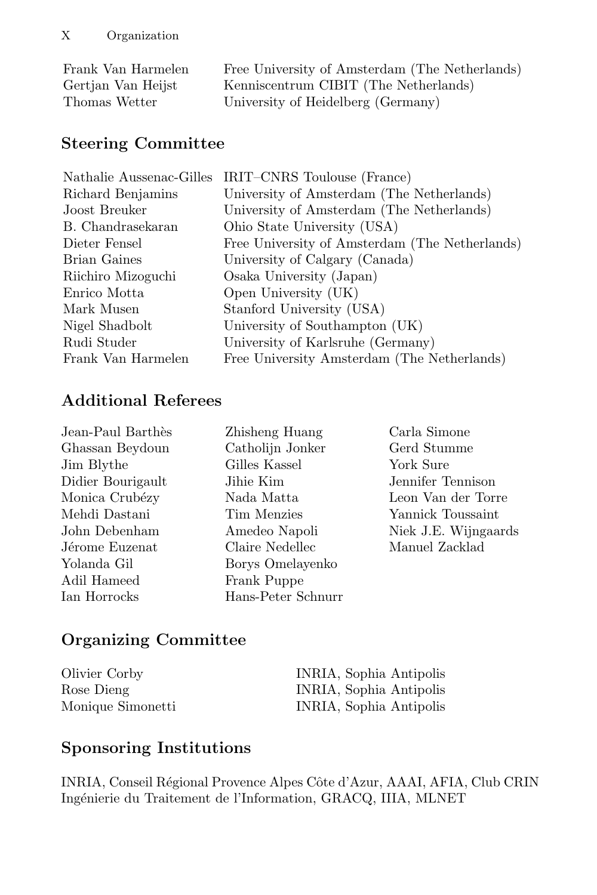| | |
|---|---|
| Frank Van Harmelen | Free University of Amsterdam (The Netherlands) |
| Gertjan Van Heijst | Kenniscentrum CIBIT (The Netherlands) |
| Thomas Wetter | University of Heidelberg (Germany) |

## Steering Committee

| | |
|---|---|
| Nathalie Aussenac-Gilles | IRIT–CNRS Toulouse (France) |
| Richard Benjamins | University of Amsterdam (The Netherlands) |
| Joost Breuker | University of Amsterdam (The Netherlands) |
| B. Chandrasekaran | Ohio State University (USA) |
| Dieter Fensel | Free University of Amsterdam (The Netherlands) |
| Brian Gaines | University of Calgary (Canada) |
| Riichiro Mizoguchi | Osaka University (Japan) |
| Enrico Motta | Open University (UK) |
| Mark Musen | Stanford University (USA) |
| Nigel Shadbolt | University of Southampton (UK) |
| Rudi Studer | University of Karlsruhe (Germany) |
| Frank Van Harmelen | Free University Amsterdam (The Netherlands) |

## Additional Referees

Jean-Paul Barthès
Ghassan Beydoun
Jim Blythe
Didier Bourigault
Monica Crubézy
Mehdi Dastani
John Debenham
Jérome Euzenat
Yolanda Gil
Adil Hameed
Ian Horrocks
Zhisheng Huang
Catholijn Jonker
Gilles Kassel
Jihie Kim
Nada Matta
Tim Menzies
Amedeo Napoli
Claire Nedellec
Borys Omelayenko
Frank Puppe
Hans-Peter Schnurr
Carla Simone
Gerd Stumme
York Sure
Jennifer Tennison
Leon Van der Torre
Yannick Toussaint
Niek J.E. Wijngaards
Manuel Zacklad

## Organizing Committee

| | |
|---|---|
| Olivier Corby | INRIA, Sophia Antipolis |
| Rose Dieng | INRIA, Sophia Antipolis |
| Monique Simonetti | INRIA, Sophia Antipolis |

## Sponsoring Institutions

INRIA, Conseil Régional Provence Alpes Côte d'Azur, AAAI, AFIA, Club CRIN Ingénierie du Traitement de l'Information, GRACQ, IIIA, MLNET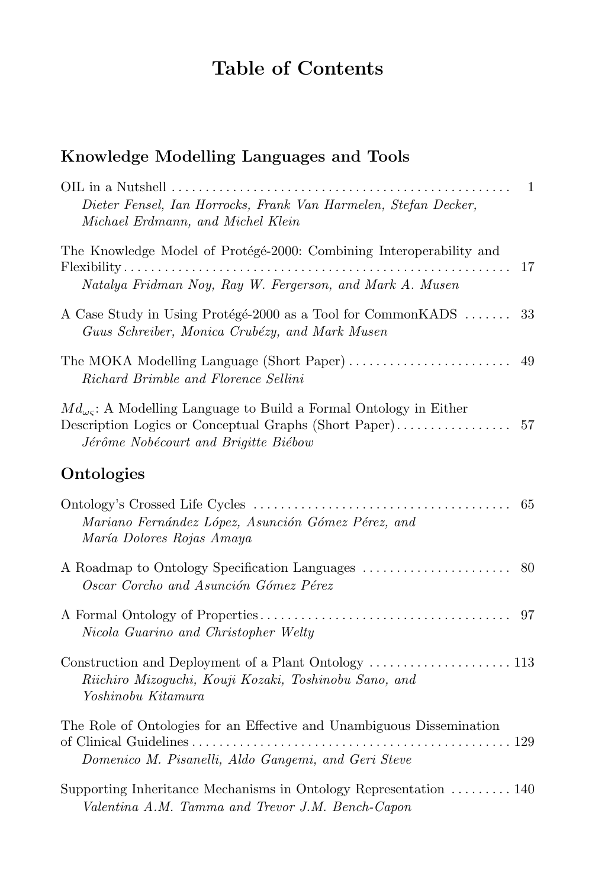# Table of Contents

## Knowledge Modelling Languages and Tools

OIL in a Nutshell . . . . . . . . . . . . . . . . . . . . . . . . . . . . . . . . . . . . . . . . . . . . . . . . . . 1
*Dieter Fensel, Ian Horrocks, Frank Van Harmelen, Stefan Decker, Michael Erdmann, and Michel Klein*

The Knowledge Model of Protégé-2000: Combining Interoperability and Flexibility . . . . . . . . . . . . . . . . . . . . . . . . . . . . . . . . . . . . . . . . . . . . . . . . . . . . . . . . . 17
*Natalya Fridman Noy, Ray W. Fergerson, and Mark A. Musen*

A Case Study in Using Protégé-2000 as a Tool for CommonKADS . . . . . . . 33
*Guus Schreiber, Monica Crubézy, and Mark Musen*

The MOKA Modelling Language (Short Paper) . . . . . . . . . . . . . . . . . . . . . . . . 49
*Richard Brimble and Florence Sellini*

$Md_{\omega\varsigma}$: A Modelling Language to Build a Formal Ontology in Either Description Logics or Conceptual Graphs (Short Paper) . . . . . . . . . . . . . . . . . 57
*Jérôme Nobécourt and Brigitte Biébow*

## Ontologies

Ontology's Crossed Life Cycles . . . . . . . . . . . . . . . . . . . . . . . . . . . . . . . . . . . . . 65
*Mariano Fernández López, Asunción Gómez Pérez, and María Dolores Rojas Amaya*

A Roadmap to Ontology Specification Languages . . . . . . . . . . . . . . . . . . . . . . 80
*Oscar Corcho and Asunción Gómez Pérez*

A Formal Ontology of Properties . . . . . . . . . . . . . . . . . . . . . . . . . . . . . . . . . . . . . 97
*Nicola Guarino and Christopher Welty*

Construction and Deployment of a Plant Ontology . . . . . . . . . . . . . . . . . . . . . 113
*Riichiro Mizoguchi, Kouji Kozaki, Toshinobu Sano, and Yoshinobu Kitamura*

The Role of Ontologies for an Effective and Unambiguous Dissemination of Clinical Guidelines . . . . . . . . . . . . . . . . . . . . . . . . . . . . . . . . . . . . . . . . . . . . . . . 129
*Domenico M. Pisanelli, Aldo Gangemi, and Geri Steve*

Supporting Inheritance Mechanisms in Ontology Representation . . . . . . . . . 140
*Valentina A.M. Tamma and Trevor J.M. Bench-Capon*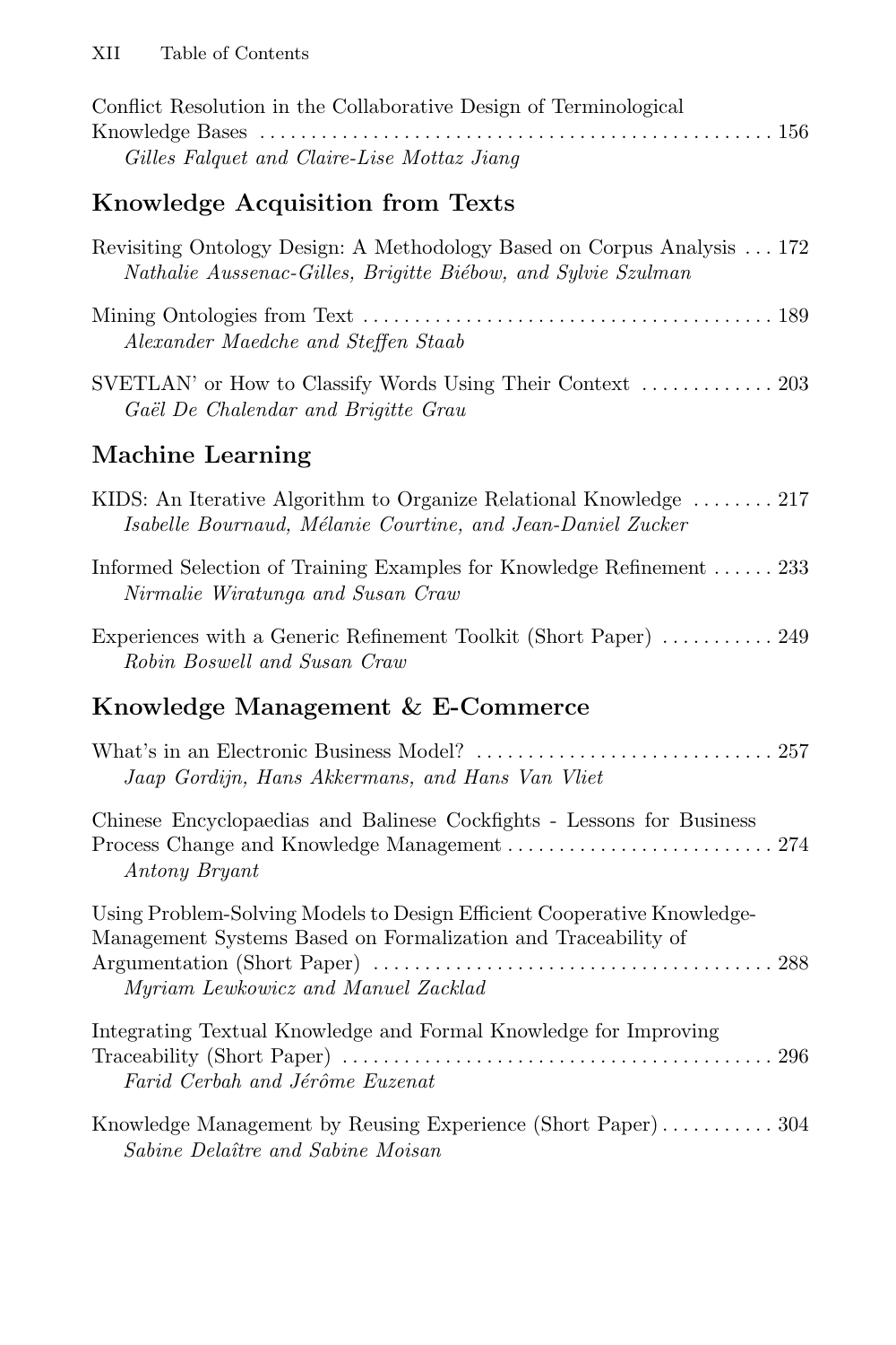Conflict Resolution in the Collaborative Design of Terminological Knowledge Bases . . . . . . . . . . . . . . . . . . . . . . . . . . . . . . . . . . . . . . . . . . . . . . . . . . 156
*Gilles Falquet and Claire-Lise Mottaz Jiang*

## Knowledge Acquisition from Texts

Revisiting Ontology Design: A Methodology Based on Corpus Analysis . . . 172
*Nathalie Aussenac-Gilles, Brigitte Biébow, and Sylvie Szulman*

Mining Ontologies from Text . . . . . . . . . . . . . . . . . . . . . . . . . . . . . . . . . . . . . . . . 189
*Alexander Maedche and Steffen Staab*

SVETLAN' or How to Classify Words Using Their Context . . . . . . . . . . . . . 203
*Gaël De Chalendar and Brigitte Grau*

## Machine Learning

KIDS: An Iterative Algorithm to Organize Relational Knowledge . . . . . . . . 217
*Isabelle Bournaud, Mélanie Courtine, and Jean-Daniel Zucker*

Informed Selection of Training Examples for Knowledge Refinement . . . . . . 233
*Nirmalie Wiratunga and Susan Craw*

Experiences with a Generic Refinement Toolkit (Short Paper) . . . . . . . . . . . 249
*Robin Boswell and Susan Craw*

## Knowledge Management & E-Commerce

What's in an Electronic Business Model? . . . . . . . . . . . . . . . . . . . . . . . . . . . . . . 257
*Jaap Gordijn, Hans Akkermans, and Hans Van Vliet*

Chinese Encyclopaedias and Balinese Cockfights - Lessons for Business Process Change and Knowledge Management . . . . . . . . . . . . . . . . . . . . . . . . . . 274
*Antony Bryant*

Using Problem-Solving Models to Design Efficient Cooperative Knowledge-Management Systems Based on Formalization and Traceability of Argumentation (Short Paper) . . . . . . . . . . . . . . . . . . . . . . . . . . . . . . . . . . . . . . . 288
*Myriam Lewkowicz and Manuel Zacklad*

Integrating Textual Knowledge and Formal Knowledge for Improving Traceability (Short Paper) . . . . . . . . . . . . . . . . . . . . . . . . . . . . . . . . . . . . . . . . . . . 296
*Farid Cerbah and Jérôme Euzenat*

Knowledge Management by Reusing Experience (Short Paper) . . . . . . . . . . . 304
*Sabine Delaître and Sabine Moisan*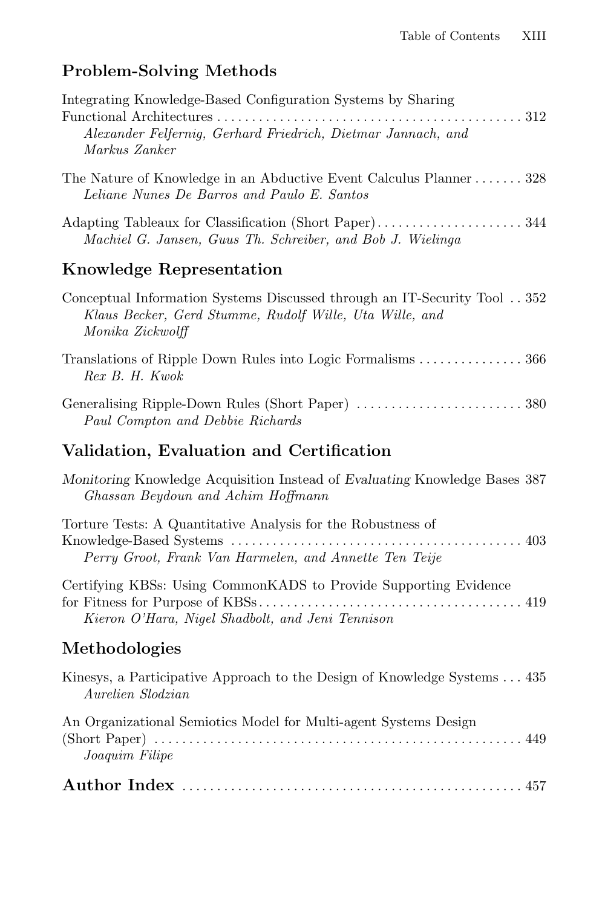## Problem-Solving Methods

Integrating Knowledge-Based Configuration Systems by Sharing Functional Architectures . . . . . . . . . . . . . . . . . . . . . . . . . . . . . . . . . . . . . . . . . . . 312
*Alexander Felfernig, Gerhard Friedrich, Dietmar Jannach, and Markus Zanker*

The Nature of Knowledge in an Abductive Event Calculus Planner . . . . . . . 328
*Leliane Nunes De Barros and Paulo E. Santos*

Adapting Tableaux for Classification (Short Paper) . . . . . . . . . . . . . . . . . . . . . 344
*Machiel G. Jansen, Guus Th. Schreiber, and Bob J. Wielinga*

## Knowledge Representation

Conceptual Information Systems Discussed through an IT-Security Tool . . 352
*Klaus Becker, Gerd Stumme, Rudolf Wille, Uta Wille, and Monika Zickwolff*

Translations of Ripple Down Rules into Logic Formalisms . . . . . . . . . . . . . . . 366
*Rex B. H. Kwok*

Generalising Ripple-Down Rules (Short Paper) . . . . . . . . . . . . . . . . . . . . . . . . 380
*Paul Compton and Debbie Richards*

## Validation, Evaluation and Certification

*Monitoring* Knowledge Acquisition Instead of *Evaluating* Knowledge Bases 387
*Ghassan Beydoun and Achim Hoffmann*

Torture Tests: A Quantitative Analysis for the Robustness of Knowledge-Based Systems . . . . . . . . . . . . . . . . . . . . . . . . . . . . . . . . . . . . . . . . . . 403
*Perry Groot, Frank Van Harmelen, and Annette Ten Teije*

Certifying KBSs: Using CommonKADS to Provide Supporting Evidence for Fitness for Purpose of KBSs . . . . . . . . . . . . . . . . . . . . . . . . . . . . . . . . . . . . . . 419
*Kieron O'Hara, Nigel Shadbolt, and Jeni Tennison*

## Methodologies

Kinesys, a Participative Approach to the Design of Knowledge Systems . . . 435
*Aurelien Slodzian*

An Organizational Semiotics Model for Multi-agent Systems Design (Short Paper) . . . . . . . . . . . . . . . . . . . . . . . . . . . . . . . . . . . . . . . . . . . . . . . . . . . . . 449
*Joaquim Filipe*

## Author Index . . . . . . . . . . . . . . . . . . . . . . . . . . . . . . . . . . . . . . . . . . . . . . . . . 457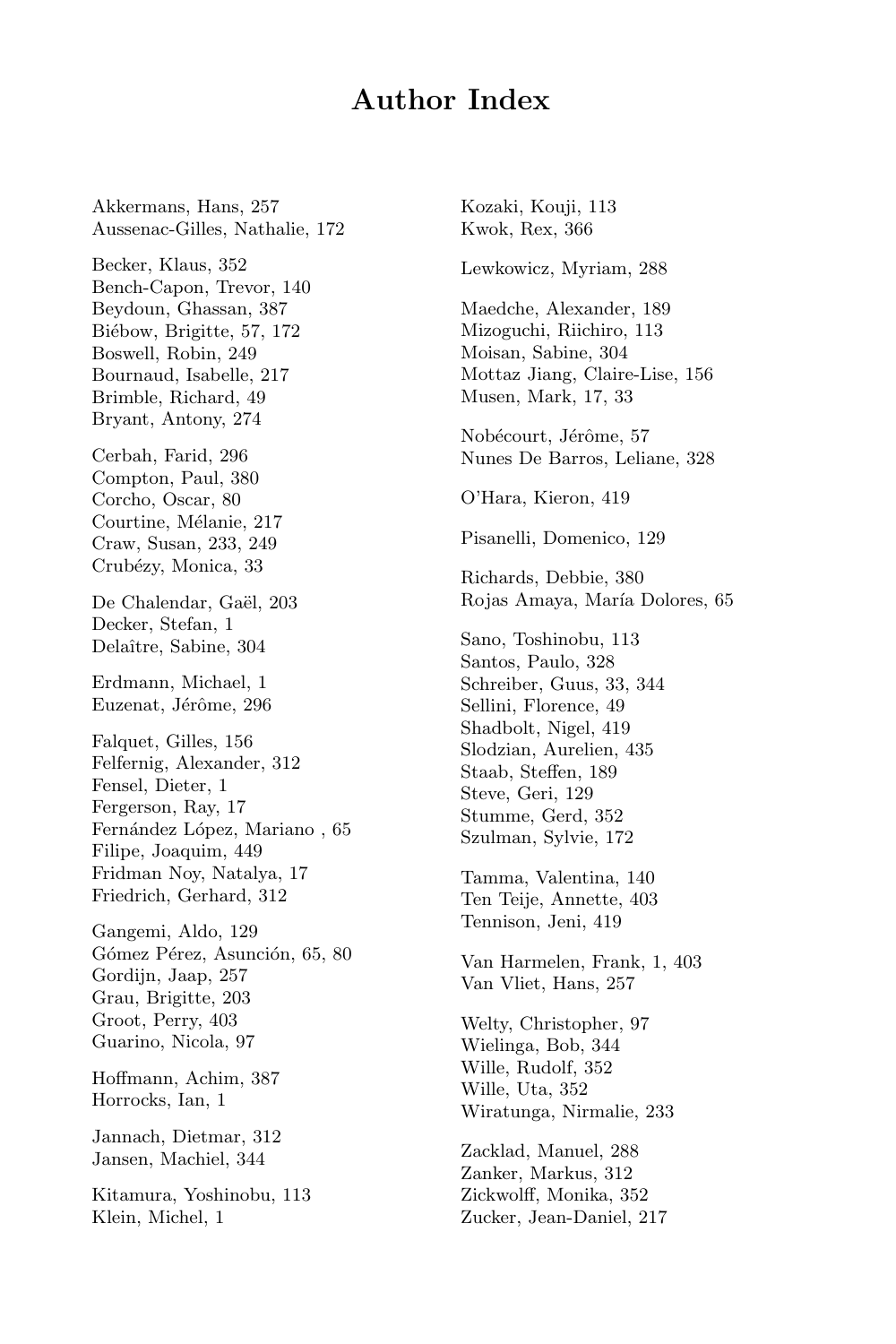# Author Index

Akkermans, Hans, 257
Aussenac-Gilles, Nathalie, 172

Becker, Klaus, 352
Bench-Capon, Trevor, 140
Beydoun, Ghassan, 387
Biébow, Brigitte, 57, 172
Boswell, Robin, 249
Bournaud, Isabelle, 217
Brimble, Richard, 49
Bryant, Antony, 274

Cerbah, Farid, 296
Compton, Paul, 380
Corcho, Oscar, 80
Courtine, Mélanie, 217
Craw, Susan, 233, 249
Crubézy, Monica, 33

De Chalendar, Gaël, 203
Decker, Stefan, 1
Delaître, Sabine, 304

Erdmann, Michael, 1
Euzenat, Jérôme, 296

Falquet, Gilles, 156
Felfernig, Alexander, 312
Fensel, Dieter, 1
Fergerson, Ray, 17
Fernández López, Mariano , 65
Filipe, Joaquim, 449
Fridman Noy, Natalya, 17
Friedrich, Gerhard, 312

Gangemi, Aldo, 129
Gómez Pérez, Asunción, 65, 80
Gordijn, Jaap, 257
Grau, Brigitte, 203
Groot, Perry, 403
Guarino, Nicola, 97

Hoffmann, Achim, 387
Horrocks, Ian, 1

Jannach, Dietmar, 312
Jansen, Machiel, 344

Kitamura, Yoshinobu, 113
Klein, Michel, 1

Kozaki, Kouji, 113
Kwok, Rex, 366

Lewkowicz, Myriam, 288

Maedche, Alexander, 189
Mizoguchi, Riichiro, 113
Moisan, Sabine, 304
Mottaz Jiang, Claire-Lise, 156
Musen, Mark, 17, 33

Nobécourt, Jérôme, 57
Nunes De Barros, Leliane, 328

O'Hara, Kieron, 419

Pisanelli, Domenico, 129

Richards, Debbie, 380
Rojas Amaya, María Dolores, 65

Sano, Toshinobu, 113
Santos, Paulo, 328
Schreiber, Guus, 33, 344
Sellini, Florence, 49
Shadbolt, Nigel, 419
Slodzian, Aurelien, 435
Staab, Steffen, 189
Steve, Geri, 129
Stumme, Gerd, 352
Szulman, Sylvie, 172

Tamma, Valentina, 140
Ten Teije, Annette, 403
Tennison, Jeni, 419

Van Harmelen, Frank, 1, 403
Van Vliet, Hans, 257

Welty, Christopher, 97
Wielinga, Bob, 344
Wille, Rudolf, 352
Wille, Uta, 352
Wiratunga, Nirmalie, 233

Zacklad, Manuel, 288
Zanker, Markus, 312
Zickwolff, Monika, 352
Zucker, Jean-Daniel, 217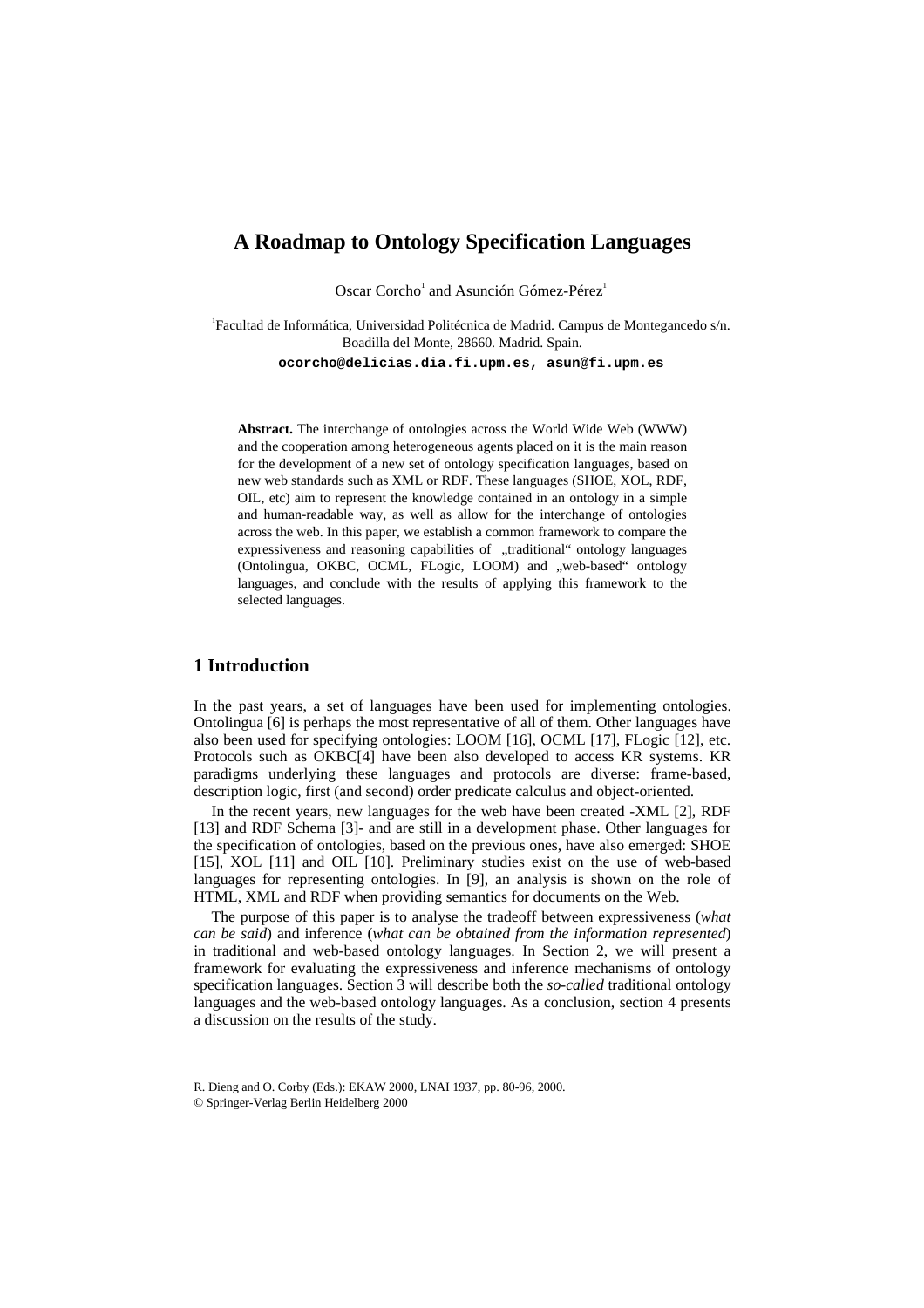# A Roadmap to Ontology Specification Languages

Oscar Corcho[1] and Asunción Gómez-Pérez[1]

[1]Facultad de Informática, Universidad Politécnica de Madrid. Campus de Montegancedo s/n. Boadilla del Monte, 28660. Madrid. Spain.

**ocorcho@delicias.dia.fi.upm.es, asun@fi.upm.es**

**Abstract.** The interchange of ontologies across the World Wide Web (WWW) and the cooperation among heterogeneous agents placed on it is the main reason for the development of a new set of ontology specification languages, based on new web standards such as XML or RDF. These languages (SHOE, XOL, RDF, OIL, etc) aim to represent the knowledge contained in an ontology in a simple and human-readable way, as well as allow for the interchange of ontologies across the web. In this paper, we establish a common framework to compare the expressiveness and reasoning capabilities of „traditional“ ontology languages (Ontolingua, OKBC, OCML, FLogic, LOOM) and „web-based“ ontology languages, and conclude with the results of applying this framework to the selected languages.

## 1 Introduction

In the past years, a set of languages have been used for implementing ontologies. Ontolingua [6] is perhaps the most representative of all of them. Other languages have also been used for specifying ontologies: LOOM [16], OCML [17], FLogic [12], etc. Protocols such as OKBC[4] have been also developed to access KR systems. KR paradigms underlying these languages and protocols are diverse: frame-based, description logic, first (and second) order predicate calculus and object-oriented.

In the recent years, new languages for the web have been created -XML [2], RDF [13] and RDF Schema [3]- and are still in a development phase. Other languages for the specification of ontologies, based on the previous ones, have also emerged: SHOE [15], XOL [11] and OIL [10]. Preliminary studies exist on the use of web-based languages for representing ontologies. In [9], an analysis is shown on the role of HTML, XML and RDF when providing semantics for documents on the Web.

The purpose of this paper is to analyse the tradeoff between expressiveness (*what can be said*) and inference (*what can be obtained from the information represented*) in traditional and web-based ontology languages. In Section 2, we will present a framework for evaluating the expressiveness and inference mechanisms of ontology specification languages. Section 3 will describe both the *so-called* traditional ontology languages and the web-based ontology languages. As a conclusion, section 4 presents a discussion on the results of the study.

R. Dieng and O. Corby (Eds.): EKAW 2000, LNAI 1937, pp. 80-96, 2000.
© Springer-Verlag Berlin Heidelberg 2000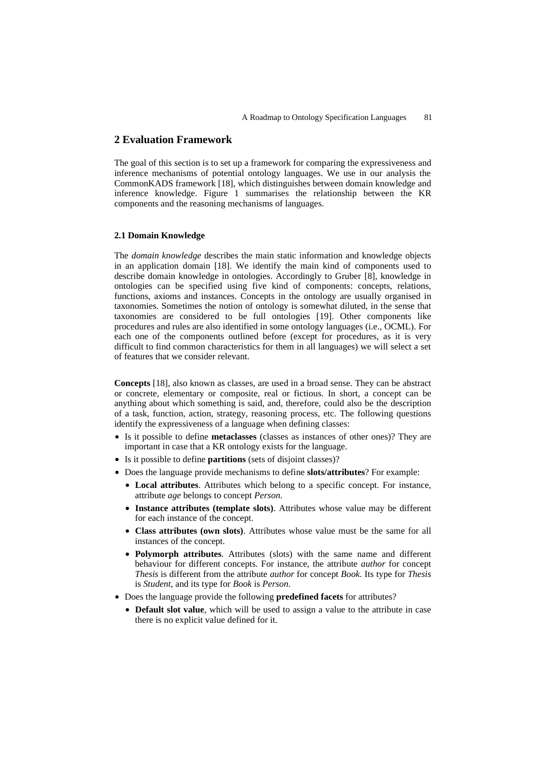## 2 Evaluation Framework

The goal of this section is to set up a framework for comparing the expressiveness and inference mechanisms of potential ontology languages. We use in our analysis the CommonKADS framework [18], which distinguishes between domain knowledge and inference knowledge. Figure 1 summarises the relationship between the KR components and the reasoning mechanisms of languages.

### 2.1 Domain Knowledge

The *domain knowledge* describes the main static information and knowledge objects in an application domain [18]. We identify the main kind of components used to describe domain knowledge in ontologies. Accordingly to Gruber [8], knowledge in ontologies can be specified using five kind of components: concepts, relations, functions, axioms and instances. Concepts in the ontology are usually organised in taxonomies. Sometimes the notion of ontology is somewhat diluted, in the sense that taxonomies are considered to be full ontologies [19]. Other components like procedures and rules are also identified in some ontology languages (i.e., OCML). For each one of the components outlined before (except for procedures, as it is very difficult to find common characteristics for them in all languages) we will select a set of features that we consider relevant.

**Concepts** [18], also known as classes, are used in a broad sense. They can be abstract or concrete, elementary or composite, real or fictious. In short, a concept can be anything about which something is said, and, therefore, could also be the description of a task, function, action, strategy, reasoning process, etc. The following questions identify the expressiveness of a language when defining classes:

- Is it possible to define **metaclasses** (classes as instances of other ones)? They are important in case that a KR ontology exists for the language.
- Is it possible to define **partitions** (sets of disjoint classes)?
- Does the language provide mechanisms to define **slots/attributes**? For example:
  - **Local attributes**. Attributes which belong to a specific concept. For instance, attribute *age* belongs to concept *Person*.
  - **Instance attributes (template slots)**. Attributes whose value may be different for each instance of the concept.
  - **Class attributes (own slots)**. Attributes whose value must be the same for all instances of the concept.
  - **Polymorph attributes**. Attributes (slots) with the same name and different behaviour for different concepts. For instance, the attribute *author* for concept *Thesis* is different from the attribute *author* for concept *Book*. Its type for *Thesis* is *Student*, and its type for *Book* is *Person*.
- Does the language provide the following **predefined facets** for attributes?
  - **Default slot value**, which will be used to assign a value to the attribute in case there is no explicit value defined for it.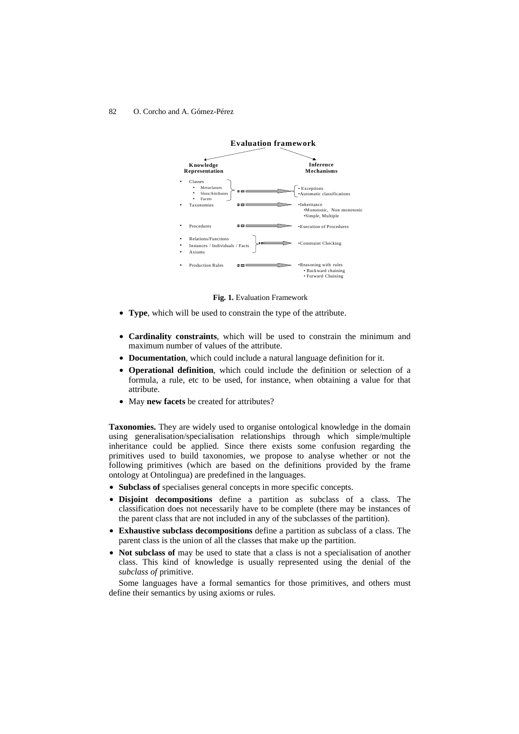Evaluation framework

Knowledge Representation

Inference Mechanisms

- Classes
  - Metaclasses
  - Slots/Attributes
  - Facets
- Taxonomies
- Procedures
- Relations/Functions
- Instances / Individuals / Facts
- Axioms
- Production Rules

• Exceptions
•Automatic classifications
•Inheritance
•Monotonic, Non monotonic
•Simple, Multiple
•Execution of Procedures
•Constraint Checking
•Reasoning with rules
• Backward chaining
• Forward Chaining

**Fig. 1.** Evaluation Framework

- **Type**, which will be used to constrain the type of the attribute.
- **Cardinality constraints**, which will be used to constrain the minimum and maximum number of values of the attribute.
- **Documentation**, which could include a natural language definition for it.
- **Operational definition**, which could include the definition or selection of a formula, a rule, etc to be used, for instance, when obtaining a value for that attribute.
- May **new facets** be created for attributes?

**Taxonomies.** They are widely used to organise ontological knowledge in the domain using generalisation/specialisation relationships through which simple/multiple inheritance could be applied. Since there exists some confusion regarding the primitives used to build taxonomies, we propose to analyse whether or not the following primitives (which are based on the definitions provided by the frame ontology at Ontolingua) are predefined in the languages.

- **Subclass of** specialises general concepts in more specific concepts.
- **Disjoint decompositions** define a partition as subclass of a class. The classification does not necessarily have to be complete (there may be instances of the parent class that are not included in any of the subclasses of the partition).
- **Exhaustive subclass decompositions** define a partition as subclass of a class. The parent class is the union of all the classes that make up the partition.
- **Not subclass of** may be used to state that a class is not a specialisation of another class. This kind of knowledge is usually represented using the denial of the *subclass of* primitive.

Some languages have a formal semantics for those primitives, and others must define their semantics by using axioms or rules.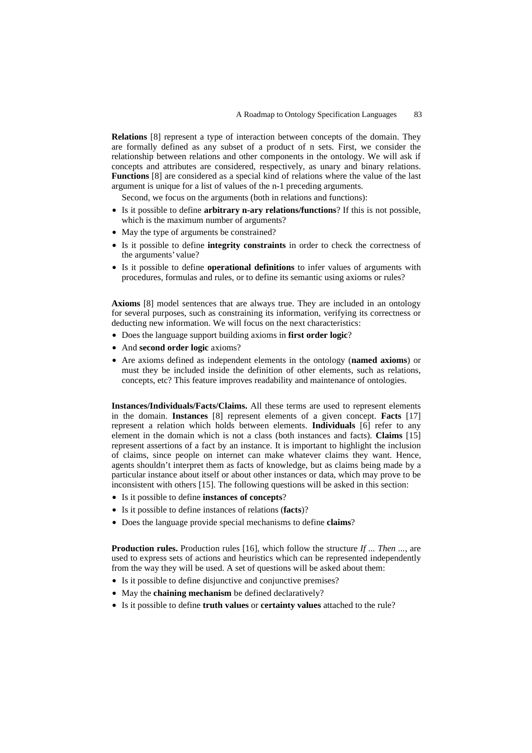**Relations** [8] represent a type of interaction between concepts of the domain. They are formally defined as any subset of a product of n sets. First, we consider the relationship between relations and other components in the ontology. We will ask if concepts and attributes are considered, respectively, as unary and binary relations. **Functions** [8] are considered as a special kind of relations where the value of the last argument is unique for a list of values of the n-1 preceding arguments.

Second, we focus on the arguments (both in relations and functions):

- Is it possible to define **arbitrary n-ary relations/functions**? If this is not possible, which is the maximum number of arguments?
- May the type of arguments be constrained?
- Is it possible to define **integrity constraints** in order to check the correctness of the arguments' value?
- Is it possible to define **operational definitions** to infer values of arguments with procedures, formulas and rules, or to define its semantic using axioms or rules?

**Axioms** [8] model sentences that are always true. They are included in an ontology for several purposes, such as constraining its information, verifying its correctness or deducting new information. We will focus on the next characteristics:

- Does the language support building axioms in **first order logic**?
- And **second order logic** axioms?
- Are axioms defined as independent elements in the ontology (**named axioms**) or must they be included inside the definition of other elements, such as relations, concepts, etc? This feature improves readability and maintenance of ontologies.

**Instances/Individuals/Facts/Claims.** All these terms are used to represent elements in the domain. **Instances** [8] represent elements of a given concept. **Facts** [17] represent a relation which holds between elements. **Individuals** [6] refer to any element in the domain which is not a class (both instances and facts). **Claims** [15] represent assertions of a fact by an instance. It is important to highlight the inclusion of claims, since people on internet can make whatever claims they want. Hence, agents shouldn't interpret them as facts of knowledge, but as claims being made by a particular instance about itself or about other instances or data, which may prove to be inconsistent with others [15]. The following questions will be asked in this section:

- Is it possible to define **instances of concepts**?
- Is it possible to define instances of relations (**facts**)?
- Does the language provide special mechanisms to define **claims**?

**Production rules.** Production rules [16], which follow the structure *If ... Then ...*, are used to express sets of actions and heuristics which can be represented independently from the way they will be used. A set of questions will be asked about them:

- Is it possible to define disjunctive and conjunctive premises?
- May the **chaining mechanism** be defined declaratively?
- Is it possible to define **truth values** or **certainty values** attached to the rule?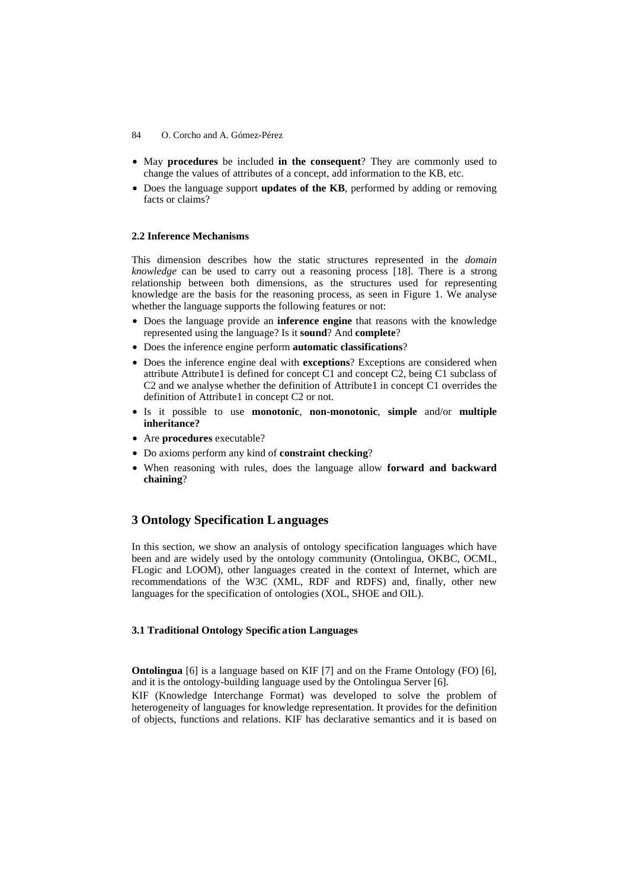- May **procedures** be included **in the consequent**? They are commonly used to change the values of attributes of a concept, add information to the KB, etc.
- Does the language support **updates of the KB**, performed by adding or removing facts or claims?

### 2.2 Inference Mechanisms

This dimension describes how the static structures represented in the *domain knowledge* can be used to carry out a reasoning process [18]. There is a strong relationship between both dimensions, as the structures used for representing knowledge are the basis for the reasoning process, as seen in Figure 1. We analyse whether the language supports the following features or not:

- Does the language provide an **inference engine** that reasons with the knowledge represented using the language? Is it **sound**? And **complete**?
- Does the inference engine perform **automatic classifications**?
- Does the inference engine deal with **exceptions**? Exceptions are considered when attribute Attribute1 is defined for concept C1 and concept C2, being C1 subclass of C2 and we analyse whether the definition of Attribute1 in concept C1 overrides the definition of Attribute1 in concept C2 or not.
- Is it possible to use **monotonic**, **non-monotonic**, **simple** and/or **multiple inheritance?**
- Are **procedures** executable?
- Do axioms perform any kind of **constraint checking**?
- When reasoning with rules, does the language allow **forward and backward chaining**?

## 3 Ontology Specification Languages

In this section, we show an analysis of ontology specification languages which have been and are widely used by the ontology community (Ontolingua, OKBC, OCML, FLogic and LOOM), other languages created in the context of Internet, which are recommendations of the W3C (XML, RDF and RDFS) and, finally, other new languages for the specification of ontologies (XOL, SHOE and OIL).

### 3.1 Traditional Ontology Specification Languages

**Ontolingua** [6] is a language based on KIF [7] and on the Frame Ontology (FO) [6], and it is the ontology-building language used by the Ontolingua Server [6].

KIF (Knowledge Interchange Format) was developed to solve the problem of heterogeneity of languages for knowledge representation. It provides for the definition of objects, functions and relations. KIF has declarative semantics and it is based on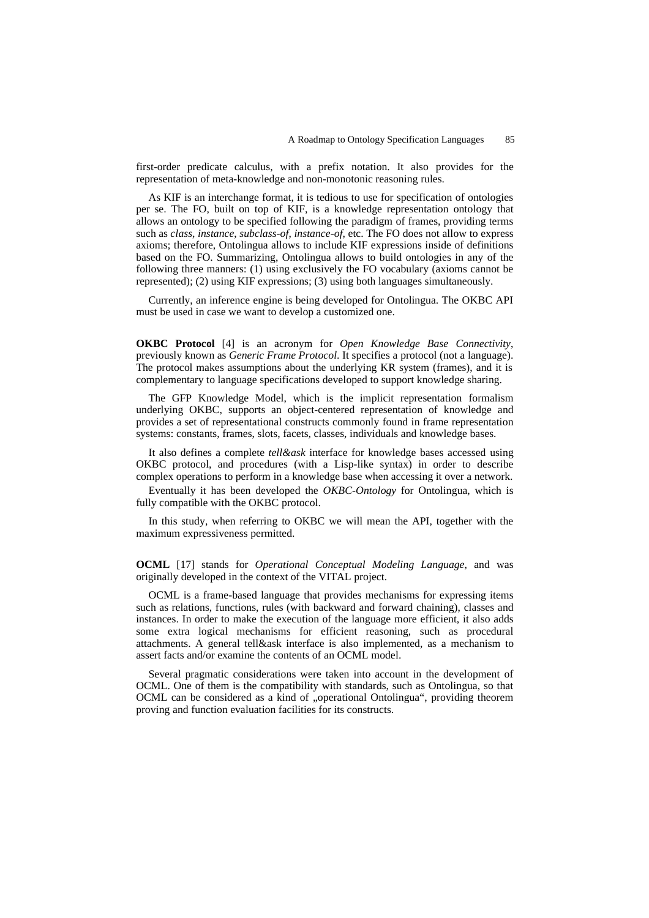first-order predicate calculus, with a prefix notation. It also provides for the representation of meta-knowledge and non-monotonic reasoning rules.

As KIF is an interchange format, it is tedious to use for specification of ontologies per se. The FO, built on top of KIF, is a knowledge representation ontology that allows an ontology to be specified following the paradigm of frames, providing terms such as *class*, *instance*, *subclass-of*, *instance-of*, etc. The FO does not allow to express axioms; therefore, Ontolingua allows to include KIF expressions inside of definitions based on the FO. Summarizing, Ontolingua allows to build ontologies in any of the following three manners: (1) using exclusively the FO vocabulary (axioms cannot be represented); (2) using KIF expressions; (3) using both languages simultaneously.

Currently, an inference engine is being developed for Ontolingua. The OKBC API must be used in case we want to develop a customized one.

**OKBC Protocol** [4] is an acronym for *Open Knowledge Base Connectivity*, previously known as *Generic Frame Protocol*. It specifies a protocol (not a language). The protocol makes assumptions about the underlying KR system (frames), and it is complementary to language specifications developed to support knowledge sharing.

The GFP Knowledge Model, which is the implicit representation formalism underlying OKBC, supports an object-centered representation of knowledge and provides a set of representational constructs commonly found in frame representation systems: constants, frames, slots, facets, classes, individuals and knowledge bases.

It also defines a complete *tell&ask* interface for knowledge bases accessed using OKBC protocol, and procedures (with a Lisp-like syntax) in order to describe complex operations to perform in a knowledge base when accessing it over a network.

Eventually it has been developed the *OKBC-Ontology* for Ontolingua, which is fully compatible with the OKBC protocol.

In this study, when referring to OKBC we will mean the API, together with the maximum expressiveness permitted.

**OCML** [17] stands for *Operational Conceptual Modeling Language*, and was originally developed in the context of the VITAL project.

OCML is a frame-based language that provides mechanisms for expressing items such as relations, functions, rules (with backward and forward chaining), classes and instances. In order to make the execution of the language more efficient, it also adds some extra logical mechanisms for efficient reasoning, such as procedural attachments. A general tell&ask interface is also implemented, as a mechanism to assert facts and/or examine the contents of an OCML model.

Several pragmatic considerations were taken into account in the development of OCML. One of them is the compatibility with standards, such as Ontolingua, so that OCML can be considered as a kind of „operational Ontolingua", providing theorem proving and function evaluation facilities for its constructs.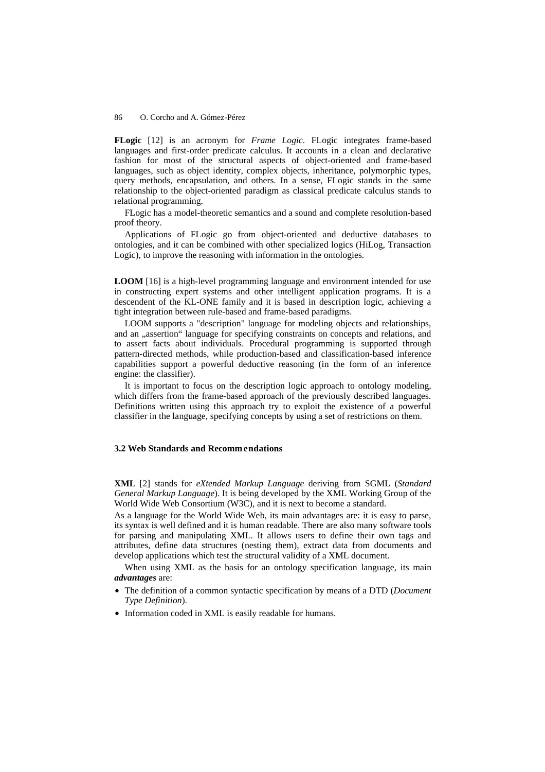**FLogic** [12] is an acronym for *Frame Logic*. FLogic integrates frame-based languages and first-order predicate calculus. It accounts in a clean and declarative fashion for most of the structural aspects of object-oriented and frame-based languages, such as object identity, complex objects, inheritance, polymorphic types, query methods, encapsulation, and others. In a sense, FLogic stands in the same relationship to the object-oriented paradigm as classical predicate calculus stands to relational programming.

FLogic has a model-theoretic semantics and a sound and complete resolution-based proof theory.

Applications of FLogic go from object-oriented and deductive databases to ontologies, and it can be combined with other specialized logics (HiLog, Transaction Logic), to improve the reasoning with information in the ontologies.

**LOOM** [16] is a high-level programming language and environment intended for use in constructing expert systems and other intelligent application programs. It is a descendent of the KL-ONE family and it is based in description logic, achieving a tight integration between rule-based and frame-based paradigms.

LOOM supports a "description" language for modeling objects and relationships, and an „assertion" language for specifying constraints on concepts and relations, and to assert facts about individuals. Procedural programming is supported through pattern-directed methods, while production-based and classification-based inference capabilities support a powerful deductive reasoning (in the form of an inference engine: the classifier).

It is important to focus on the description logic approach to ontology modeling, which differs from the frame-based approach of the previously described languages. Definitions written using this approach try to exploit the existence of a powerful classifier in the language, specifying concepts by using a set of restrictions on them.

### 3.2 Web Standards and Recommendations

**XML** [2] stands for *eXtended Markup Language* deriving from SGML (*Standard General Markup Language*). It is being developed by the XML Working Group of the World Wide Web Consortium (W3C), and it is next to become a standard.

As a language for the World Wide Web, its main advantages are: it is easy to parse, its syntax is well defined and it is human readable. There are also many software tools for parsing and manipulating XML. It allows users to define their own tags and attributes, define data structures (nesting them), extract data from documents and develop applications which test the structural validity of a XML document.

When using XML as the basis for an ontology specification language, its main ***advantages*** are:

- The definition of a common syntactic specification by means of a DTD (*Document Type Definition*).
- Information coded in XML is easily readable for humans.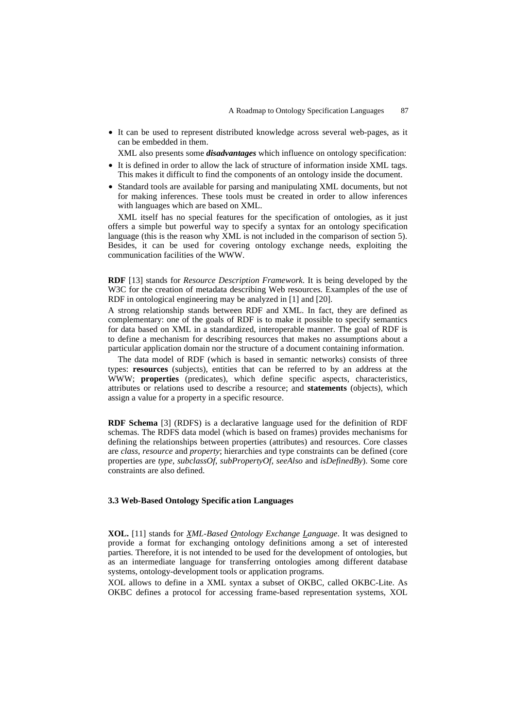- It can be used to represent distributed knowledge across several web-pages, as it can be embedded in them.

XML also presents some ***disadvantages*** which influence on ontology specification:

- It is defined in order to allow the lack of structure of information inside XML tags. This makes it difficult to find the components of an ontology inside the document.
- Standard tools are available for parsing and manipulating XML documents, but not for making inferences. These tools must be created in order to allow inferences with languages which are based on XML.

XML itself has no special features for the specification of ontologies, as it just offers a simple but powerful way to specify a syntax for an ontology specification language (this is the reason why XML is not included in the comparison of section 5). Besides, it can be used for covering ontology exchange needs, exploiting the communication facilities of the WWW.

**RDF** [13] stands for *Resource Description Framework*. It is being developed by the W3C for the creation of metadata describing Web resources. Examples of the use of RDF in ontological engineering may be analyzed in [1] and [20].

A strong relationship stands between RDF and XML. In fact, they are defined as complementary: one of the goals of RDF is to make it possible to specify semantics for data based on XML in a standardized, interoperable manner. The goal of RDF is to define a mechanism for describing resources that makes no assumptions about a particular application domain nor the structure of a document containing information.

The data model of RDF (which is based in semantic networks) consists of three types: **resources** (subjects), entities that can be referred to by an address at the WWW; **properties** (predicates), which define specific aspects, characteristics, attributes or relations used to describe a resource; and **statements** (objects), which assign a value for a property in a specific resource.

**RDF Schema** [3] (RDFS) is a declarative language used for the definition of RDF schemas. The RDFS data model (which is based on frames) provides mechanisms for defining the relationships between properties (attributes) and resources. Core classes are *class*, *resource* and *property*; hierarchies and type constraints can be defined (core properties are *type*, *subclassOf*, *subPropertyOf*, *seeAlso* and *isDefinedBy*). Some core constraints are also defined.

### 3.3 Web-Based Ontology Specification Languages

**XOL.** [11] stands for *XML-Based Ontology Exchange Language*. It was designed to provide a format for exchanging ontology definitions among a set of interested parties. Therefore, it is not intended to be used for the development of ontologies, but as an intermediate language for transferring ontologies among different database systems, ontology-development tools or application programs.

XOL allows to define in a XML syntax a subset of OKBC, called OKBC-Lite. As OKBC defines a protocol for accessing frame-based representation systems, XOL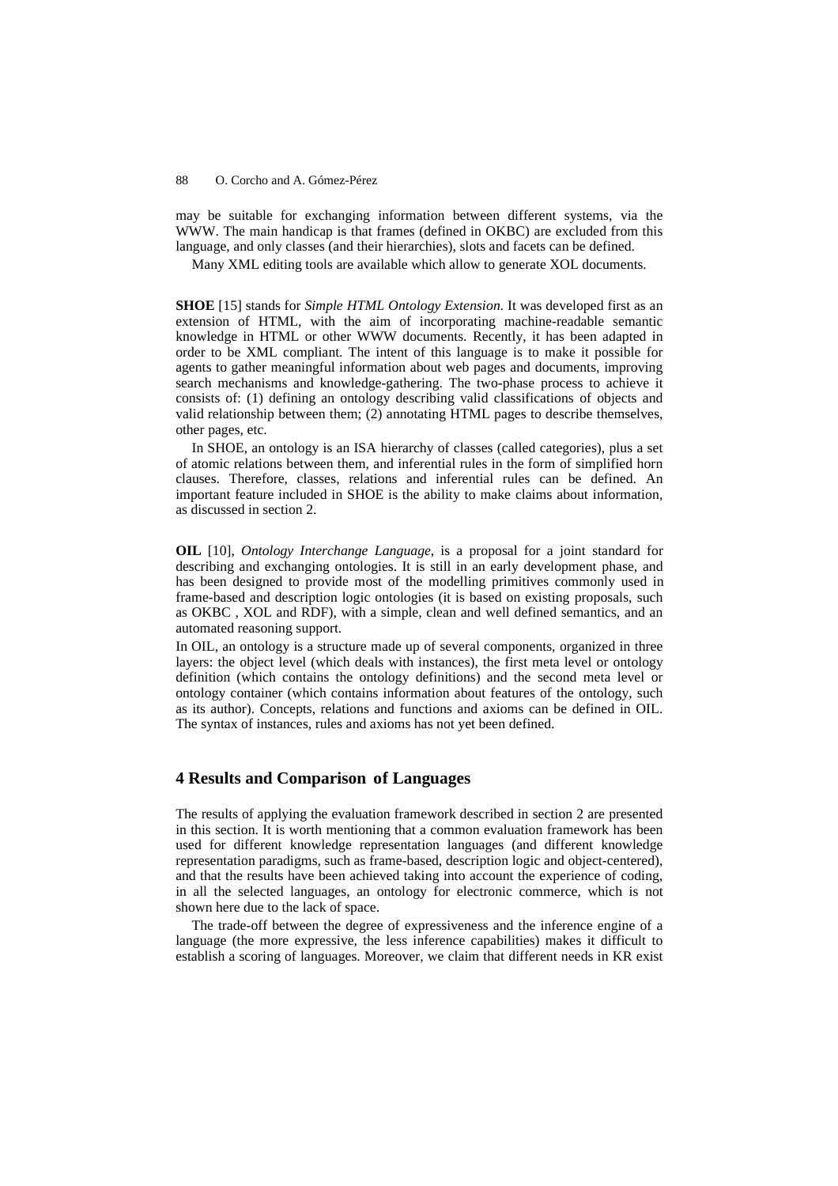may be suitable for exchanging information between different systems, via the WWW. The main handicap is that frames (defined in OKBC) are excluded from this language, and only classes (and their hierarchies), slots and facets can be defined.

Many XML editing tools are available which allow to generate XOL documents.

**SHOE** [15] stands for *Simple HTML Ontology Extension.* It was developed first as an extension of HTML, with the aim of incorporating machine-readable semantic knowledge in HTML or other WWW documents. Recently, it has been adapted in order to be XML compliant. The intent of this language is to make it possible for agents to gather meaningful information about web pages and documents, improving search mechanisms and knowledge-gathering. The two-phase process to achieve it consists of: (1) defining an ontology describing valid classifications of objects and valid relationship between them; (2) annotating HTML pages to describe themselves, other pages, etc.

In SHOE, an ontology is an ISA hierarchy of classes (called categories), plus a set of atomic relations between them, and inferential rules in the form of simplified horn clauses. Therefore, classes, relations and inferential rules can be defined. An important feature included in SHOE is the ability to make claims about information, as discussed in section 2.

**OIL** [10], *Ontology Interchange Language*, is a proposal for a joint standard for describing and exchanging ontologies. It is still in an early development phase, and has been designed to provide most of the modelling primitives commonly used in frame-based and description logic ontologies (it is based on existing proposals, such as OKBC , XOL and RDF), with a simple, clean and well defined semantics, and an automated reasoning support.

In OIL, an ontology is a structure made up of several components, organized in three layers: the object level (which deals with instances), the first meta level or ontology definition (which contains the ontology definitions) and the second meta level or ontology container (which contains information about features of the ontology, such as its author). Concepts, relations and functions and axioms can be defined in OIL. The syntax of instances, rules and axioms has not yet been defined.

## 4 Results and Comparison of Languages

The results of applying the evaluation framework described in section 2 are presented in this section. It is worth mentioning that a common evaluation framework has been used for different knowledge representation languages (and different knowledge representation paradigms, such as frame-based, description logic and object-centered), and that the results have been achieved taking into account the experience of coding, in all the selected languages, an ontology for electronic commerce, which is not shown here due to the lack of space.

The trade-off between the degree of expressiveness and the inference engine of a language (the more expressive, the less inference capabilities) makes it difficult to establish a scoring of languages. Moreover, we claim that different needs in KR exist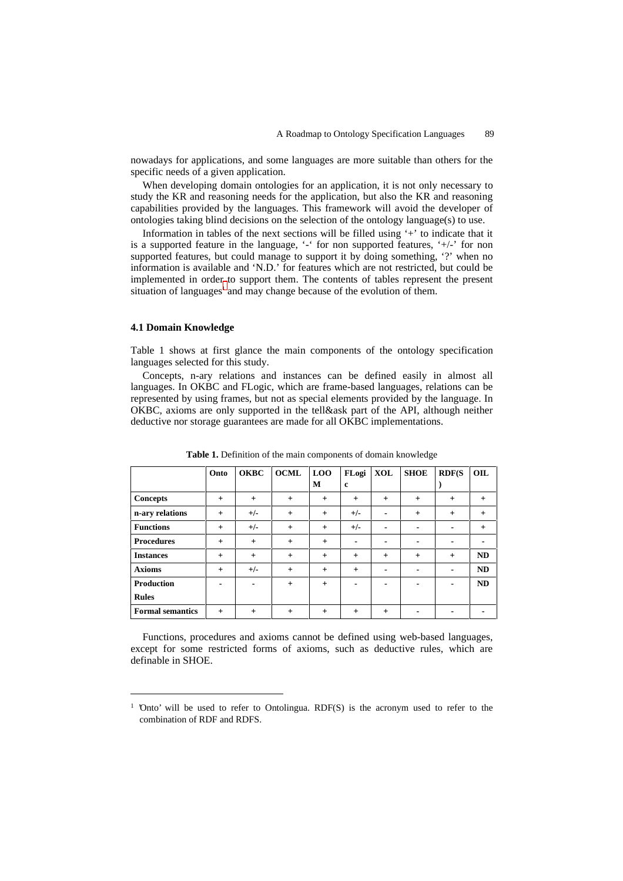nowadays for applications, and some languages are more suitable than others for the specific needs of a given application.

When developing domain ontologies for an application, it is not only necessary to study the KR and reasoning needs for the application, but also the KR and reasoning capabilities provided by the languages. This framework will avoid the developer of ontologies taking blind decisions on the selection of the ontology language(s) to use.

Information in tables of the next sections will be filled using '+' to indicate that it is a supported feature in the language, '-' for non supported features, '+/-' for non supported features, but could manage to support it by doing something, '?' when no information is available and 'N.D.' for features which are not restricted, but could be implemented in order to support them. The contents of tables represent the present situation of languages[1] and may change because of the evolution of them.

### 4.1 Domain Knowledge

Table 1 shows at first glance the main components of the ontology specification languages selected for this study.

Concepts, n-ary relations and instances can be defined easily in almost all languages. In OKBC and FLogic, which are frame-based languages, relations can be represented by using frames, but not as special elements provided by the language. In OKBC, axioms are only supported in the tell&ask part of the API, although neither deductive nor storage guarantees are made for all OKBC implementations.

**Table 1.** Definition of the main components of domain knowledge

| | Onto | OKBC | OCML | LOOM | FLogic | XOL | SHOE | RDF(S) | OIL |
|---|---|---|---|---|---|---|---|---|---|
| **Concepts** | + | + | + | + | + | + | + | + | + |
| **n-ary relations** | + | +/- | + | + | +/- | - | + | + | + |
| **Functions** | + | +/- | + | + | +/- | - | - | - | + |
| **Procedures** | + | + | + | + | - | - | - | - | - |
| **Instances** | + | + | + | + | + | + | + | + | **ND** |
| **Axioms** | + | +/- | + | + | + | - | - | - | **ND** |
| **Production Rules** | - | - | + | + | - | - | - | - | **ND** |
| **Formal semantics** | + | + | + | + | + | + | - | - | - |

Functions, procedures and axioms cannot be defined using web-based languages, except for some restricted forms of axioms, such as deductive rules, which are definable in SHOE.

[1] 'Onto' will be used to refer to Ontolingua. RDF(S) is the acronym used to refer to the combination of RDF and RDFS.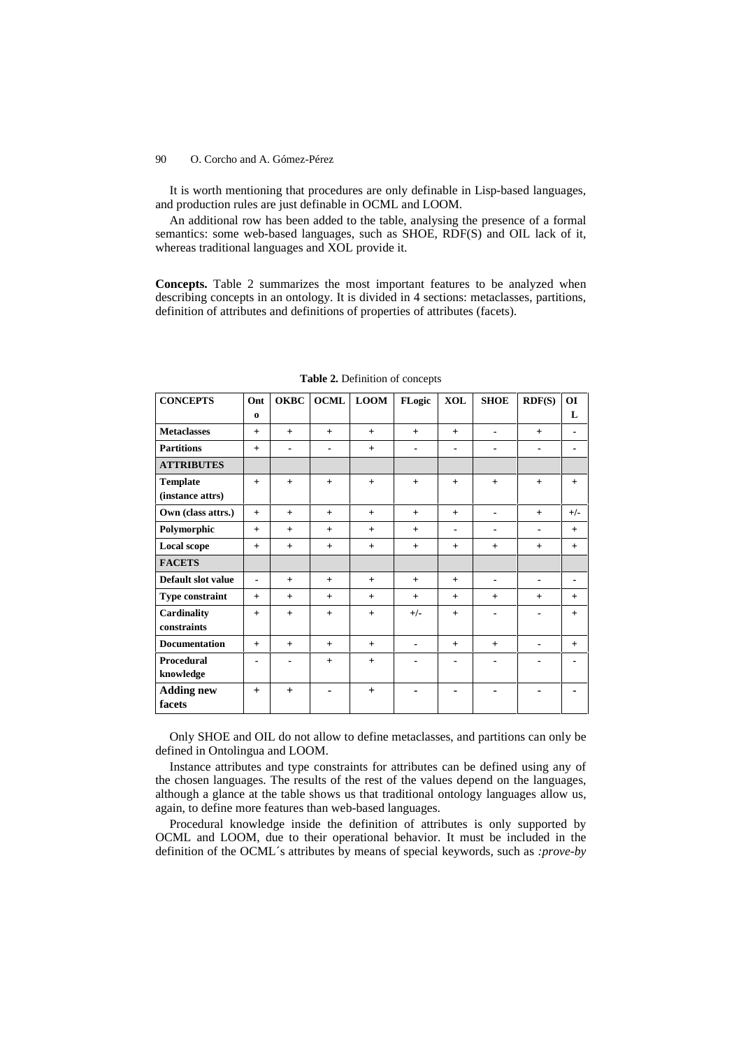It is worth mentioning that procedures are only definable in Lisp-based languages, and production rules are just definable in OCML and LOOM.

An additional row has been added to the table, analysing the presence of a formal semantics: some web-based languages, such as SHOE, RDF(S) and OIL lack of it, whereas traditional languages and XOL provide it.

**Concepts.** Table 2 summarizes the most important features to be analyzed when describing concepts in an ontology. It is divided in 4 sections: metaclasses, partitions, definition of attributes and definitions of properties of attributes (facets).

**Table 2.** Definition of concepts

| **CONCEPTS** | **Onto** | **OKBC** | **OCML** | **LOOM** | **FLogic** | **XOL** | **SHOE** | **RDF(S)** | **OIL** |
|---|---|---|---|---|---|---|---|---|---|
| **Metaclasses** | + | + | + | + | + | + | - | + | - |
| **Partitions** | + | - | - | + | - | - | - | - | - |
| **ATTRIBUTES** | | | | | | | | | |
| **Template (instance attrs)** | + | + | + | + | + | + | + | + | + |
| **Own (class attrs.)** | + | + | + | + | + | + | - | + | +/- |
| **Polymorphic** | + | + | + | + | + | - | - | - | + |
| **Local scope** | + | + | + | + | + | + | + | + | + |
| **FACETS** | | | | | | | | | |
| **Default slot value** | - | + | + | + | + | + | - | - | - |
| **Type constraint** | + | + | + | + | + | + | + | + | + |
| **Cardinality constraints** | + | + | + | + | +/- | + | - | - | + |
| **Documentation** | + | + | + | + | - | + | + | - | + |
| **Procedural knowledge** | - | - | + | + | - | - | - | - | - |
| **Adding new facets** | + | + | - | + | - | - | - | - | - |

Only SHOE and OIL do not allow to define metaclasses, and partitions can only be defined in Ontolingua and LOOM.

Instance attributes and type constraints for attributes can be defined using any of the chosen languages. The results of the rest of the values depend on the languages, although a glance at the table shows us that traditional ontology languages allow us, again, to define more features than web-based languages.

Procedural knowledge inside the definition of attributes is only supported by OCML and LOOM, due to their operational behavior. It must be included in the definition of the OCML´s attributes by means of special keywords, such as *:prove-by*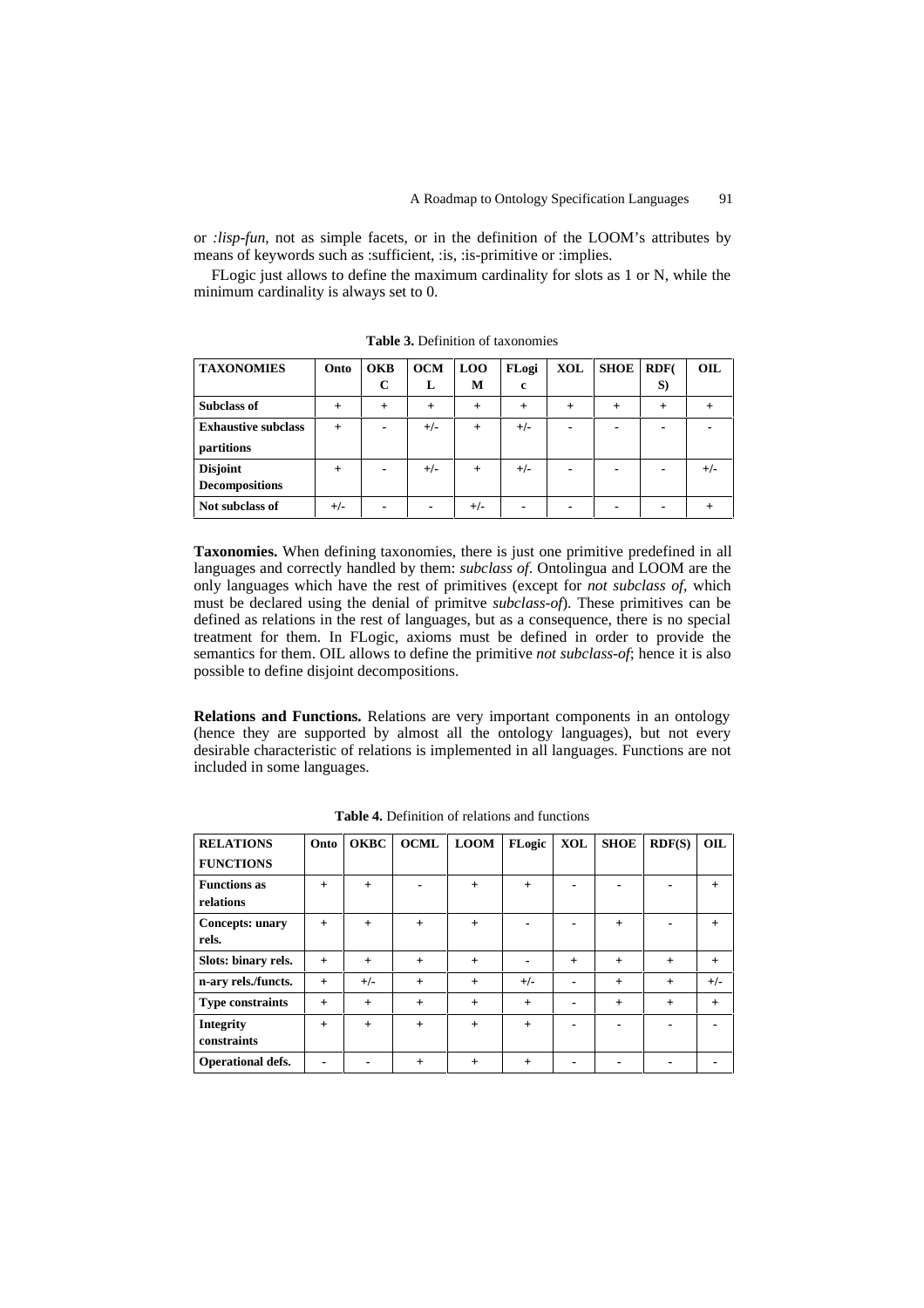or *:lisp-fun*, not as simple facets, or in the definition of the LOOM's attributes by means of keywords such as :sufficient, :is, :is-primitive or :implies.

FLogic just allows to define the maximum cardinality for slots as 1 or N, while the minimum cardinality is always set to 0.

**Table 3.** Definition of taxonomies

| TAXONOMIES | Onto | OKBC | OCML | LOOM | FLogic | XOL | SHOE | RDF(S) | OIL |
|---|---|---|---|---|---|---|---|---|---|
| Subclass of | + | + | + | + | + | + | + | + | + |
| Exhaustive subclass partitions | + | - | +/- | + | +/- | - | - | - | - |
| Disjoint Decompositions | + | - | +/- | + | +/- | - | - | - | +/- |
| Not subclass of | +/- | - | - | +/- | - | - | - | - | + |

**Taxonomies.** When defining taxonomies, there is just one primitive predefined in all languages and correctly handled by them: *subclass of*. Ontolingua and LOOM are the only languages which have the rest of primitives (except for *not subclass of*, which must be declared using the denial of primitve *subclass-of*). These primitives can be defined as relations in the rest of languages, but as a consequence, there is no special treatment for them. In FLogic, axioms must be defined in order to provide the semantics for them. OIL allows to define the primitive *not subclass-of*; hence it is also possible to define disjoint decompositions.

**Relations and Functions.** Relations are very important components in an ontology (hence they are supported by almost all the ontology languages), but not every desirable characteristic of relations is implemented in all languages. Functions are not included in some languages.

**Table 4.** Definition of relations and functions

| RELATIONS FUNCTIONS | Onto | OKBC | OCML | LOOM | FLogic | XOL | SHOE | RDF(S) | OIL |
|---|---|---|---|---|---|---|---|---|---|
| Functions as relations | + | + | - | + | + | - | - | - | + |
| Concepts: unary rels. | + | + | + | + | - | - | + | - | + |
| Slots: binary rels. | + | + | + | + | - | + | + | + | + |
| n-ary rels./functs. | + | +/- | + | + | +/- | - | + | + | +/- |
| Type constraints | + | + | + | + | + | - | + | + | + |
| Integrity constraints | + | + | + | + | + | - | - | - | - |
| Operational defs. | - | - | + | + | + | - | - | - | - |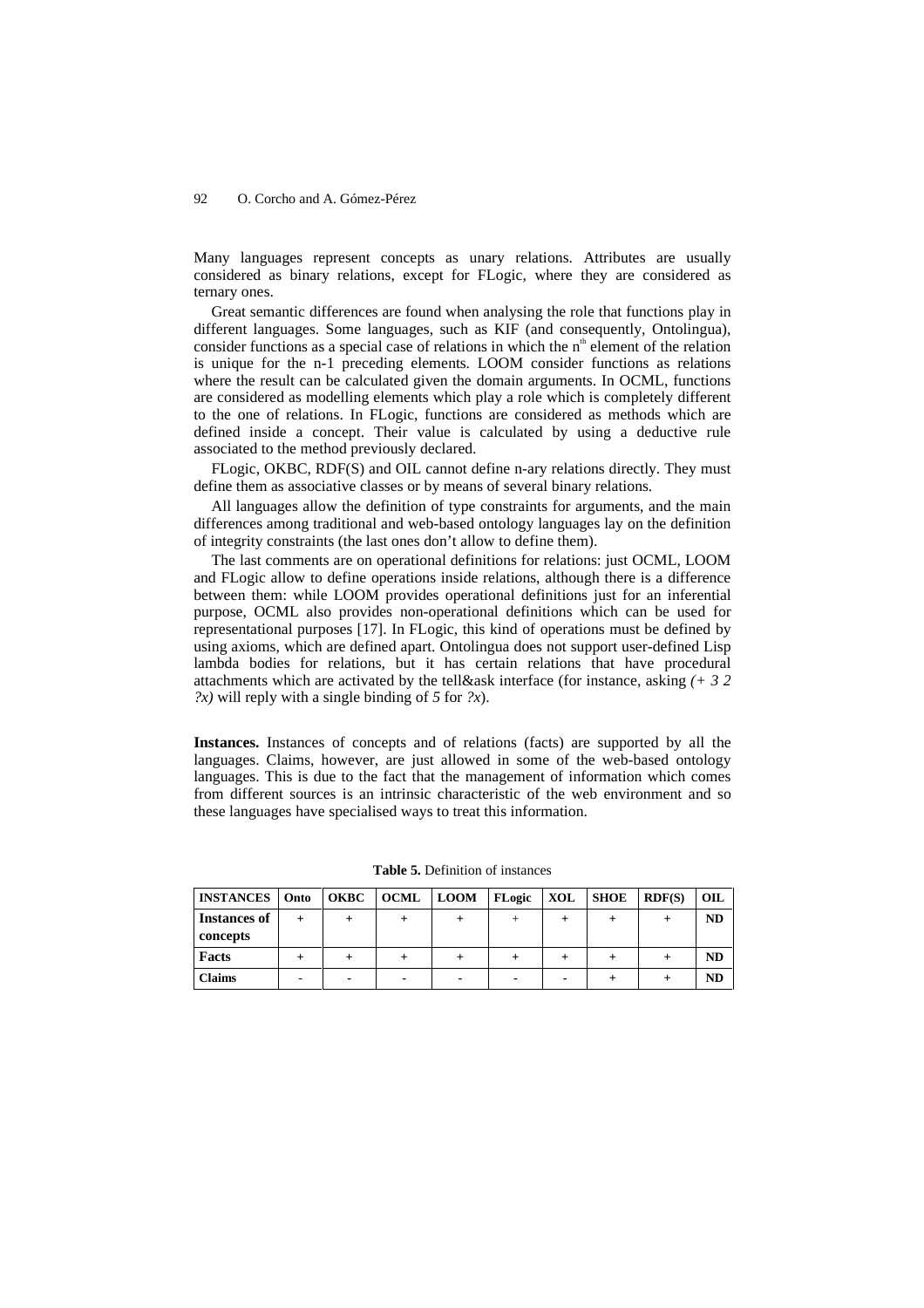Many languages represent concepts as unary relations. Attributes are usually considered as binary relations, except for FLogic, where they are considered as ternary ones.

Great semantic differences are found when analysing the role that functions play in different languages. Some languages, such as KIF (and consequently, Ontolingua), consider functions as a special case of relations in which the n[th] element of the relation is unique for the n-1 preceding elements. LOOM consider functions as relations where the result can be calculated given the domain arguments. In OCML, functions are considered as modelling elements which play a role which is completely different to the one of relations. In FLogic, functions are considered as methods which are defined inside a concept. Their value is calculated by using a deductive rule associated to the method previously declared.

FLogic, OKBC, RDF(S) and OIL cannot define n-ary relations directly. They must define them as associative classes or by means of several binary relations.

All languages allow the definition of type constraints for arguments, and the main differences among traditional and web-based ontology languages lay on the definition of integrity constraints (the last ones don't allow to define them).

The last comments are on operational definitions for relations: just OCML, LOOM and FLogic allow to define operations inside relations, although there is a difference between them: while LOOM provides operational definitions just for an inferential purpose, OCML also provides non-operational definitions which can be used for representational purposes [17]. In FLogic, this kind of operations must be defined by using axioms, which are defined apart. Ontolingua does not support user-defined Lisp lambda bodies for relations, but it has certain relations that have procedural attachments which are activated by the tell&ask interface (for instance, asking *(+ 3 2 ?x)* will reply with a single binding of *5* for *?x*).

**Instances.** Instances of concepts and of relations (facts) are supported by all the languages. Claims, however, are just allowed in some of the web-based ontology languages. This is due to the fact that the management of information which comes from different sources is an intrinsic characteristic of the web environment and so these languages have specialised ways to treat this information.

**Table 5.** Definition of instances

| INSTANCES | Onto | OKBC | OCML | LOOM | FLogic | XOL | SHOE | RDF(S) | OIL |
|---|---|---|---|---|---|---|---|---|---|
| Instances of concepts | + | + | + | + | + | + | + | + | ND |
| Facts | + | + | + | + | + | + | + | + | ND |
| Claims | - | - | - | - | - | - | + | + | ND |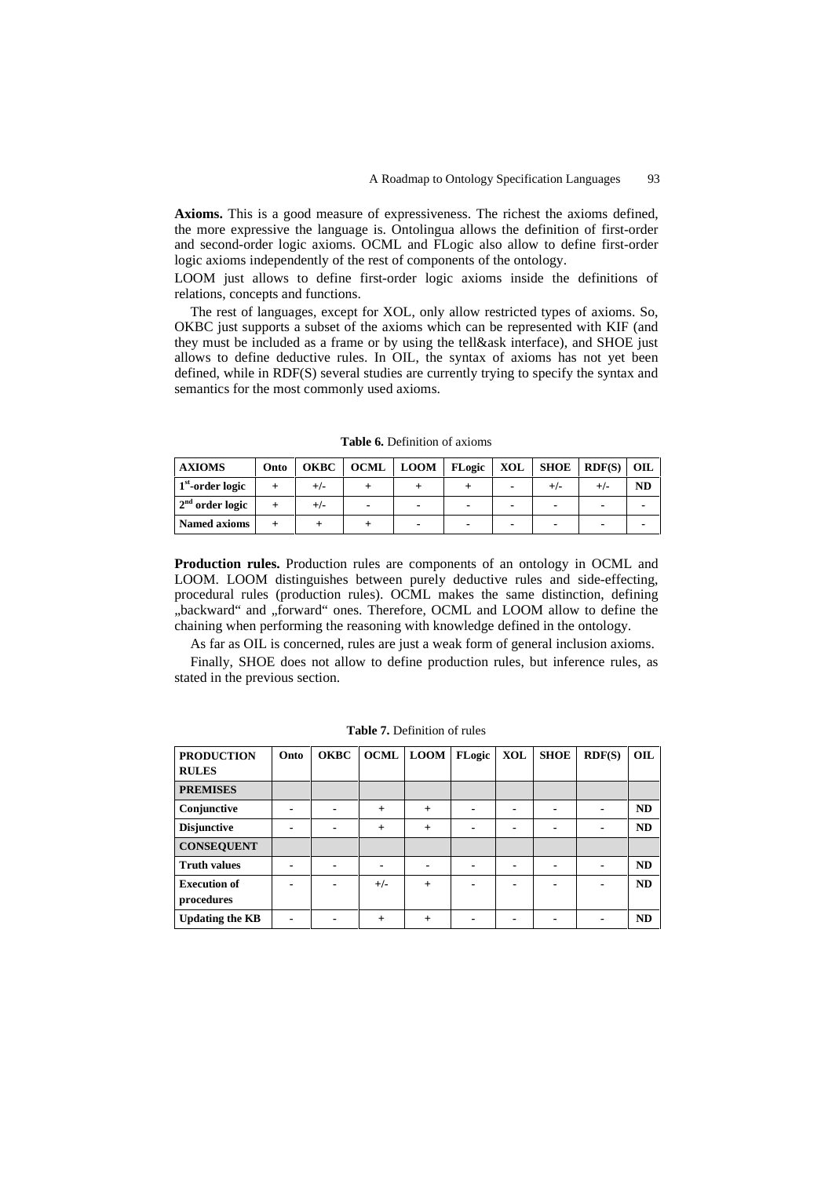**Axioms.** This is a good measure of expressiveness. The richest the axioms defined, the more expressive the language is. Ontolingua allows the definition of first-order and second-order logic axioms. OCML and FLogic also allow to define first-order logic axioms independently of the rest of components of the ontology.

LOOM just allows to define first-order logic axioms inside the definitions of relations, concepts and functions.

The rest of languages, except for XOL, only allow restricted types of axioms. So, OKBC just supports a subset of the axioms which can be represented with KIF (and they must be included as a frame or by using the tell&ask interface), and SHOE just allows to define deductive rules. In OIL, the syntax of axioms has not yet been defined, while in RDF(S) several studies are currently trying to specify the syntax and semantics for the most commonly used axioms.

**Table 6.** Definition of axioms

| AXIOMS | Onto | OKBC | OCML | LOOM | FLogic | XOL | SHOE | RDF(S) | OIL |
|---|---|---|---|---|---|---|---|---|---|
| 1st-order logic | + | +/- | + | + | + | - | +/- | +/- | ND |
| 2nd order logic | + | +/- | - | - | - | - | - | - | - |
| Named axioms | + | + | + | - | - | - | - | - | - |

**Production rules.** Production rules are components of an ontology in OCML and LOOM. LOOM distinguishes between purely deductive rules and side-effecting, procedural rules (production rules). OCML makes the same distinction, defining „backward" and „forward" ones. Therefore, OCML and LOOM allow to define the chaining when performing the reasoning with knowledge defined in the ontology.

As far as OIL is concerned, rules are just a weak form of general inclusion axioms.

Finally, SHOE does not allow to define production rules, but inference rules, as stated in the previous section.

**Table 7.** Definition of rules

| PRODUCTION RULES | Onto | OKBC | OCML | LOOM | FLogic | XOL | SHOE | RDF(S) | OIL |
|---|---|---|---|---|---|---|---|---|---|
| **PREMISES** | | | | | | | | | |
| Conjunctive | - | - | + | + | - | - | - | - | ND |
| Disjunctive | - | - | + | + | - | - | - | - | ND |
| **CONSEQUENT** | | | | | | | | | |
| Truth values | - | - | - | - | - | - | - | - | ND |
| Execution of procedures | - | - | +/- | + | - | - | - | - | ND |
| Updating the KB | - | - | + | + | - | - | - | - | ND |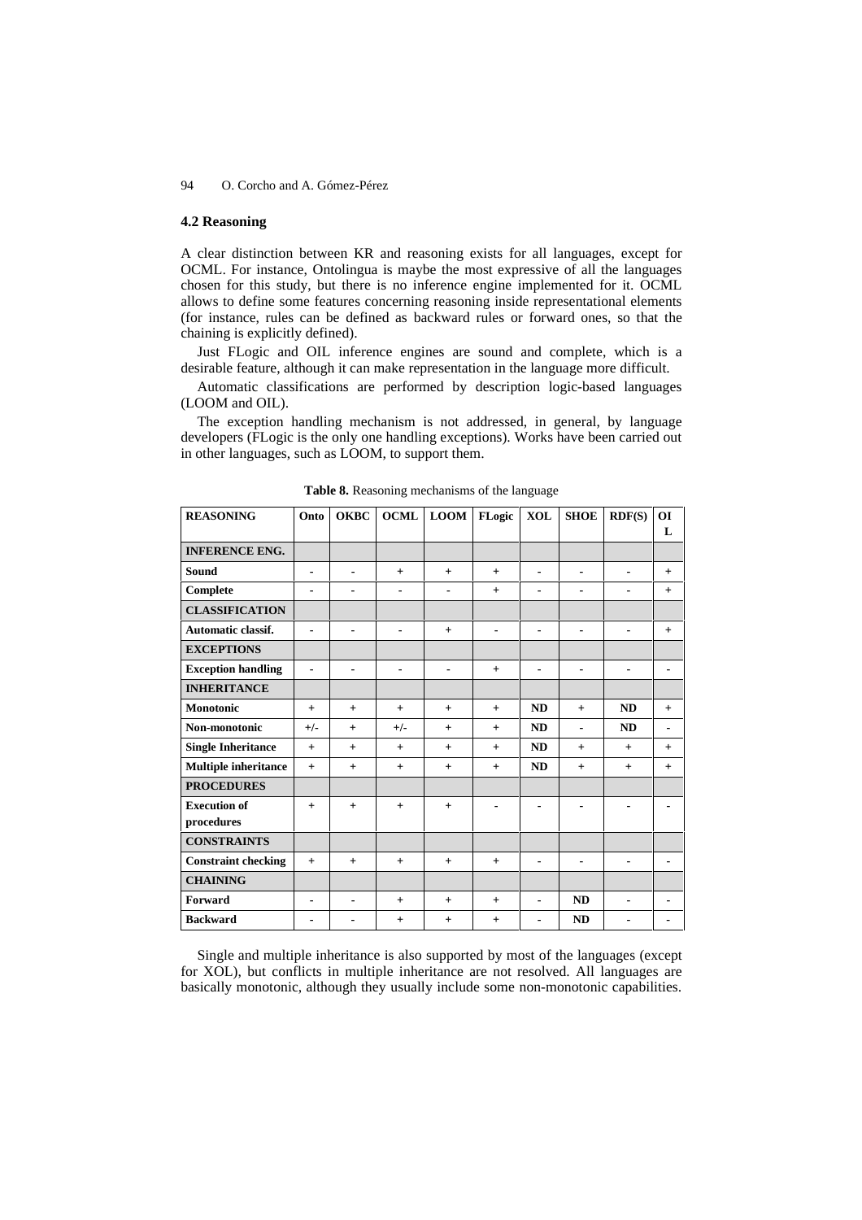### 4.2 Reasoning

A clear distinction between KR and reasoning exists for all languages, except for OCML. For instance, Ontolingua is maybe the most expressive of all the languages chosen for this study, but there is no inference engine implemented for it. OCML allows to define some features concerning reasoning inside representational elements (for instance, rules can be defined as backward rules or forward ones, so that the chaining is explicitly defined).

Just FLogic and OIL inference engines are sound and complete, which is a desirable feature, although it can make representation in the language more difficult.

Automatic classifications are performed by description logic-based languages (LOOM and OIL).

The exception handling mechanism is not addressed, in general, by language developers (FLogic is the only one handling exceptions). Works have been carried out in other languages, such as LOOM, to support them.

**Table 8.** Reasoning mechanisms of the language

| REASONING | Onto | OKBC | OCML | LOOM | FLogic | XOL | SHOE | RDF(S) | OIL |
|---|---|---|---|---|---|---|---|---|---|
| **INFERENCE ENG.** | | | | | | | | | |
| **Sound** | - | - | + | + | + | - | - | - | + |
| **Complete** | - | - | - | - | + | - | - | - | + |
| **CLASSIFICATION** | | | | | | | | | |
| **Automatic classif.** | - | - | - | + | - | - | - | - | + |
| **EXCEPTIONS** | | | | | | | | | |
| **Exception handling** | - | - | - | - | + | - | - | - | - |
| **INHERITANCE** | | | | | | | | | |
| **Monotonic** | + | + | + | + | + | ND | + | ND | + |
| **Non-monotonic** | +/- | + | +/- | + | + | ND | - | ND | - |
| **Single Inheritance** | + | + | + | + | + | ND | + | + | + |
| **Multiple inheritance** | + | + | + | + | + | ND | + | + | + |
| **PROCEDURES** | | | | | | | | | |
| **Execution of procedures** | + | + | + | + | - | - | - | - | - |
| **CONSTRAINTS** | | | | | | | | | |
| **Constraint checking** | + | + | + | + | + | - | - | - | - |
| **CHAINING** | | | | | | | | | |
| **Forward** | - | - | + | + | + | - | ND | - | - |
| **Backward** | - | - | + | + | + | - | ND | - | - |

Single and multiple inheritance is also supported by most of the languages (except for XOL), but conflicts in multiple inheritance are not resolved. All languages are basically monotonic, although they usually include some non-monotonic capabilities.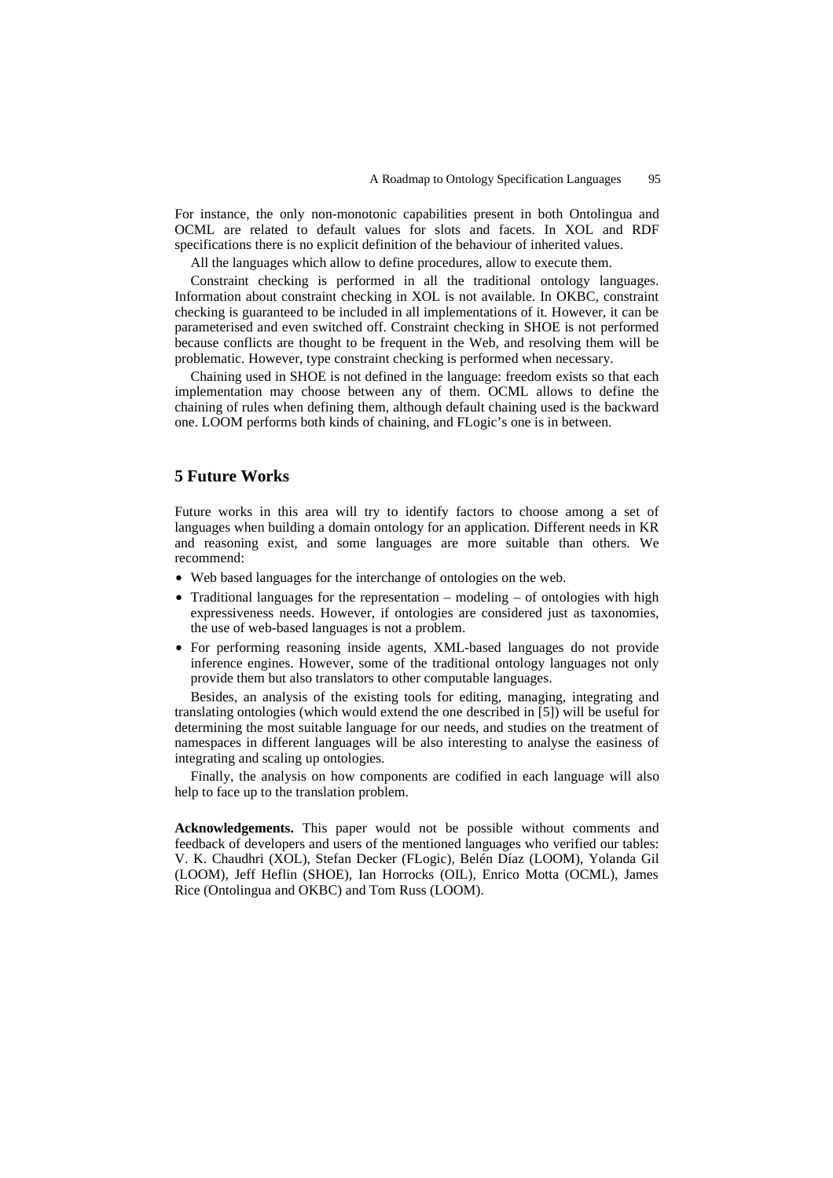For instance, the only non-monotonic capabilities present in both Ontolingua and OCML are related to default values for slots and facets. In XOL and RDF specifications there is no explicit definition of the behaviour of inherited values.

All the languages which allow to define procedures, allow to execute them.

Constraint checking is performed in all the traditional ontology languages. Information about constraint checking in XOL is not available. In OKBC, constraint checking is guaranteed to be included in all implementations of it. However, it can be parameterised and even switched off. Constraint checking in SHOE is not performed because conflicts are thought to be frequent in the Web, and resolving them will be problematic. However, type constraint checking is performed when necessary.

Chaining used in SHOE is not defined in the language: freedom exists so that each implementation may choose between any of them. OCML allows to define the chaining of rules when defining them, although default chaining used is the backward one. LOOM performs both kinds of chaining, and FLogic's one is in between.

## 5 Future Works

Future works in this area will try to identify factors to choose among a set of languages when building a domain ontology for an application. Different needs in KR and reasoning exist, and some languages are more suitable than others. We recommend:

- Web based languages for the interchange of ontologies on the web.
- Traditional languages for the representation – modeling – of ontologies with high expressiveness needs. However, if ontologies are considered just as taxonomies, the use of web-based languages is not a problem.
- For performing reasoning inside agents, XML-based languages do not provide inference engines. However, some of the traditional ontology languages not only provide them but also translators to other computable languages.

Besides, an analysis of the existing tools for editing, managing, integrating and translating ontologies (which would extend the one described in [5]) will be useful for determining the most suitable language for our needs, and studies on the treatment of namespaces in different languages will be also interesting to analyse the easiness of integrating and scaling up ontologies.

Finally, the analysis on how components are codified in each language will also help to face up to the translation problem.

**Acknowledgements.** This paper would not be possible without comments and feedback of developers and users of the mentioned languages who verified our tables: V. K. Chaudhri (XOL), Stefan Decker (FLogic), Belén Díaz (LOOM), Yolanda Gil (LOOM), Jeff Heflin (SHOE), Ian Horrocks (OIL), Enrico Motta (OCML), James Rice (Ontolingua and OKBC) and Tom Russ (LOOM).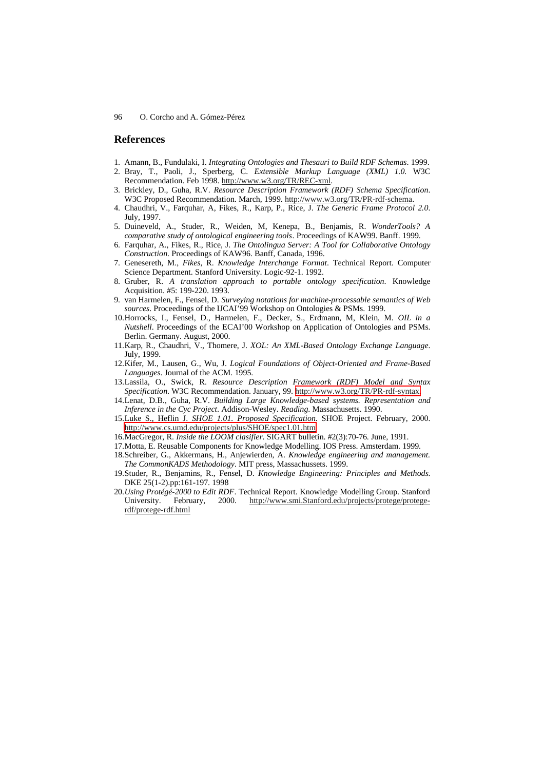## References

1. Amann, B., Fundulaki, I. *Integrating Ontologies and Thesauri to Build RDF Schemas*. 1999.
2. Bray, T., Paoli, J., Sperberg, C. *Extensible Markup Language (XML) 1.0.* W3C Recommendation. Feb 1998. http://www.w3.org/TR/REC-xml.
3. Brickley, D., Guha, R.V. *Resource Description Framework (RDF) Schema Specification*. W3C Proposed Recommendation. March, 1999. http://www.w3.org/TR/PR-rdf-schema.
4. Chaudhri, V., Farquhar, A, Fikes, R., Karp, P., Rice, J. *The Generic Frame Protocol 2.0*. July, 1997.
5. Duineveld, A., Studer, R., Weiden, M, Kenepa, B., Benjamis, R. *WonderTools? A comparative study of ontological engineering tools*. Proceedings of KAW99. Banff. 1999.
6. Farquhar, A., Fikes, R., Rice, J. *The Ontolingua Server: A Tool for Collaborative Ontology Construction.* Proceedings of KAW96. Banff, Canada, 1996.
7. Genesereth, M., *Fikes*, R. *Knowledge Interchange Format*. Technical Report. Computer Science Department. Stanford University. Logic-92-1. 1992.
8. Gruber, R. *A translation approach to portable ontology specification*. Knowledge Acquisition. #5: 199-220. 1993.
9. van Harmelen, F., Fensel, D. *Surveying notations for machine-processable semantics of Web sources*. Proceedings of the IJCAI'99 Workshop on Ontologies & PSMs. 1999.
10. Horrocks, I., Fensel, D., Harmelen, F., Decker, S., Erdmann, M, Klein, M. *OIL in a Nutshell*. Proceedings of the ECAI'00 Workshop on Application of Ontologies and PSMs. Berlin. Germany. August, 2000.
11. Karp, R., Chaudhri, V., Thomere, J. *XOL: An XML-Based Ontology Exchange Language*. July, 1999.
12. Kifer, M., Lausen, G., Wu, J. *Logical Foundations of Object-Oriented and Frame-Based Languages*. Journal of the ACM. 1995.
13. Lassila, O., Swick, R. *Resource Description Framework (RDF) Model and Syntax Specification.* W3C Recommendation. January, 99. http://www.w3.org/TR/PR-rdf-syntax.
14. Lenat, D.B., Guha, R.V. *Building Large Knowledge-based systems. Representation and Inference in the Cyc Project*. Addison-Wesley. *Reading.* Massachusetts. 1990.
15. Luke S., Heflin J. *SHOE 1.01. Proposed Specification.* SHOE Project. February, 2000. http://www.cs.umd.edu/projects/plus/SHOE/spec1.01.htm
16. MacGregor, R. *Inside the LOOM clasifier*. SIGART bulletin. #2(3):70-76. June, 1991.
17. Motta, E. Reusable Components for Knowledge Modelling. IOS Press. Amsterdam. 1999.
18. Schreiber, G., Akkermans, H., Anjewierden, A. *Knowledge engineering and management. The CommonKADS Methodology*. MIT press, Massachussets. 1999.
19. Studer, R., Benjamins, R., Fensel, D. *Knowledge Engineering: Principles and Methods.* DKE 25(1-2).pp:161-197. 1998
20. *Using Protégé-2000 to Edit RDF*. Technical Report. Knowledge Modelling Group. Stanford University. February, 2000. http://www.smi.Stanford.edu/projects/protege/protege-rdf/protege-rdf.html